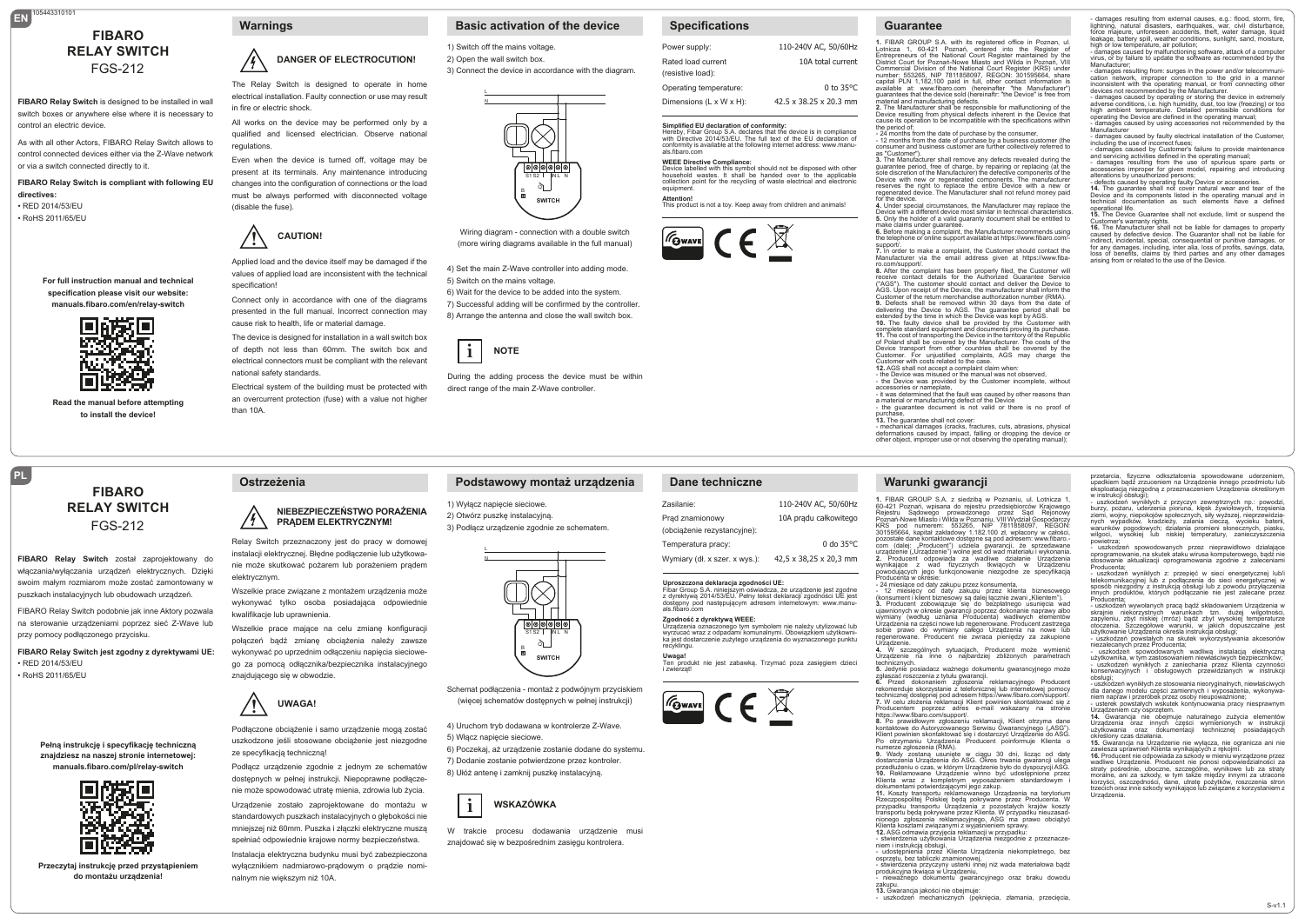EN

# FIBARO RELAY SWITCH

FGS-212

**FIBARO Relay Switch** is designed to be installed in wall switch boxes or anywhere else where it is necessary to control an electric device.

As with all other Actors, FIBARO Relay Switch allows to control connected devices either via the Z-Wave network or via a switch connected directly to it.

**FIBARO Relay Switch is compliant with following EU directives:**

- RED 2014/53/EU
- RoHS 2011/65/EU

**For full instruction manual and technical specification please visit our website: manuals.fibaro.com/en/relay-switch**

**Read the manual before attempting to install the device!**

## Warnings

### DANGER OF ELECTROCUTION!

The Relay Switch is designed to operate in home electrical installation. Faulty connection or use may result in fire or electric shock.

All works on the device may be performed only by a qualified and licensed electrician. Observe national regulations.

Even when the device is turned off, voltage may be present at its terminals. Any maintenance introducing changes into the configuration of connections or the load must be always performed with disconnected voltage (disable the fuse).

### CAUTION!

Applied load and the device itself may be damaged if the values of applied load are inconsistent with the technical specification!

Connect only in accordance with one of the diagrams presented in the full manual. Incorrect connection may cause risk to health, life or material damage.

The device is designed for installation in a wall switch box of depth not less than 60mm. The switch box and electrical connectors must be compliant with the relevant national safety standards.

Electrical system of the building must be protected with an overcurrent protection (fuse) with a value not higher than 10A.

## Basic activation of the device

1) Switch off the mains voltage.
2) Open the wall switch box.
3) Connect the device in accordance with the diagram.

Wiring diagram - connection with a double switch (more wiring diagrams available in the full manual)

4) Set the main Z-Wave controller into adding mode.
5) Switch on the mains voltage.
6) Wait for the device to be added into the system.
7) Successful adding will be confirmed by the controller.
8) Arrange the antenna and close the wall switch box.

### NOTE

During the adding process the device must be within direct range of the main Z-Wave controller.

## Specifications

| | |
|---|---|
| Power supply: | 110-240V AC, 50/60Hz |
| Rated load current (resistive load): | 10A total current |
| Operating temperature: | 0 to 35°C |
| Dimensions (L x W x H): | 42.5 x 38.25 x 20.3 mm |

**Simplified EU declaration of conformity:**
Hereby, Fibar Group S.A. declares that the device is in compliance with Directive 2014/53/EU. The full text of the EU declaration of conformity is available at the following internet address: www.manuals.fibaro.com

**WEEE Directive Compliance:**
Device labelled with this symbol should not be disposed with other household wastes. It shall be handed over to the applicable collection point for the recycling of waste electrical and electronic equipment.

**Attention!**
This product is not a toy. Keep away from children and animals!

## Guarantee

**1.** FIBARO GROUP S.A. with its registered office in Poznan, ul. Lotnicza 1, 60-421 Poznań, entered into the Register of Entrepreneurs of the National Court Register maintained by the District Court for Poznań-Nowe Miasto and Wilda in Poznań, VIII Commercial Division of the National Court Register (KRS) under number: 553265, NIP 7811858097, REGON: 301595664, share capital PLN 1,182,100 paid in full, other contact information is available at: www.fibaro.com (hereinafter "the Manufacturer") guarantees that the device sold (hereinafter: "the Device") is free from material and manufacturing defects.
**2.** The Manufacturer shall be responsible for malfunctioning of the Device resulting from physical defects inherent in the Device that cause its operation to be incompatible with the specifications within the period of:
- 24 months from the date of purchase by the consumer,
- 12 months from the date of purchase by a business customer (the consumer and business customer are further collectively referred to as "Customer").
**3.** The Manufacturer shall remove any defects revealed during the guarantee period, free of charge, by repairing or replacing (at the sole discretion of the Manufacturer) the defective components of the Device with new or regenerated components. The manufacturer reserves the right to replace the entire Device with a new or regenerated one. The Manufacturer shall not refund money paid for the device.
**4.** Under special circumstances, the Manufacturer may replace the Device with a different device most similar in technical characteristics.
**5.** Only the holder of a valid guaranty document shall be entitled to make claims under guarantee.
**6.** Before making a complaint, the Manufacturer recommends using the telephone or online support available at https://www.fibaro.com/support/.
**7.** In order to make a complaint, the Customer should contact the Manufacturer via the email address given at https://www.fibaro.com/support/.
**8.** After the complaint has been properly filed, the Customer will receive contact details for the Authorized Guarantee Service ("AGS"). The customer should contact and deliver the Device to AGS. Upon receipt of the Device, the manufacturer shall inform the Customer of the return merchandise authorization number (RMA).
**9.** Defects shall be removed within 30 days from the date of delivering the Device to AGS. The guarantee period shall be extended by the time in which the Device was kept by AGS.
**10.** The faulty device shall be provided by the Customer with complete standard equipment and documents proving its purchase.
**11.** The cost of transporting the Device in the territory of the Republic of Poland shall be covered by the Manufacturer. The costs of the Device transport from other countries shall be covered by the Customer. For unjustified complaints, AGS may charge the Customer with costs related to the case.
**12.** AGS shall not accept a complaint claim when:
- the Device was misused or the manual was not observed,
- the Device was provided by the Customer incomplete, without accessories or nameplate,
- it was determined that the fault was caused by other reasons than a material or manufacturing defect of the Device
- the guarantee document is not valid or there is no proof of purchase,
**13.** The guarantee shall not cover:
- mechanical damages (cracks, fractures, cuts, abrasions, physical deformations caused by impact, falling or dropping the device or other object, improper use or not observing the operating manual);
- damages resulting from external causes, e.g.: flood, storm, fire, lightning, natural disasters, earthquakes, war, civil disturbance, force majeure, unforeseen accidents, theft, water damage, liquid leakage, battery spill, weather conditions, sunlight, sand, moisture, high or low temperature, air pollution;
- damages caused by malfunctioning software, attack of a computer virus, or by failure to update the software as recommended by the Manufacturer;
- damages resulting from: surges in the power and/or telecommunication network, improper connection to the grid in a manner inconsistent with the operating manual, or from connecting other devices not recommended by the Manufacturer.
- damages caused by operating or storing the device in extremely adverse conditions, i.e. high humidity, dust, too low (freezing) or too high ambient temperature. Detailed permissible conditions for operating the Device are defined in the operating manual;
- damages caused by using accessories not recommended by the Manufacturer
- damages caused by faulty electrical installation of the Customer, including the use of incorrect fuses;
- damages caused by Customer's failure to provide maintenance and servicing activities defined in the operating manual;
- damages resulting from the use of spurious spare parts or accessories improper for given model, repairing and introducing alterations by unauthorized persons;
- defects caused by operating faulty Device or accessories.
**14.** The guarantee shall not cover natural wear and tear of the Device and its components listed in the operating manual and in technical documentation as such elements have a defined operational life.
**15.** The Device Guarantee shall not exclude, limit or suspend the Customer's warranty rights.
**16.** The Manufacturer shall not be liable for damages to property caused by defective device. The Guarantor shall not be liable for indirect, incidental, special, consequential or punitive damages, or for any damages, including, inter alia, loss of profits, savings, data, loss of benefits, claims by third parties and any other damages arising from or related to the use of the Device.

PL

# FIBARO RELAY SWITCH

FGS-212

**FIBARO Relay Switch** został zaprojektowany do włączania/wyłączania urządzeń elektrycznych. Dzięki swoim małym rozmiarom może zostać zamontowany w puszkach instalacyjnych lub obudowach urządzeń.

FIBARO Relay Switch podobnie jak inne Aktory pozwala na sterowanie urządzeniami poprzez sieć Z-Wave lub przy pomocy podłączonego przycisku.

**FIBARO Relay Switch jest zgodny z dyrektywami UE:**

- RED 2014/53/EU
- RoHS 2011/65/EU

**Pełną instrukcję i specyfikację techniczną znajdziesz na naszej stronie internetowej: manuals.fibaro.com/pl/relay-switch**

**Przeczytaj instrukcję przed przystąpieniem do montażu urządzenia!**

## Ostrzeżenia

### NIEBEZPIECZEŃSTWO PORAŻENIA PRĄDEM ELEKTRYCZNYM!

Relay Switch przeznaczony jest do pracy w domowej instalacji elektrycznej. Błędne podłączenie lub użytkowanie może skutkować pożarem lub porażeniem prądem elektrycznym.

Wszelkie prace związane z montażem urządzenia może wykonywać tylko osoba posiadająca odpowiednie kwalifikacje lub uprawnienia.

Wszelkie prace mające na celu zmianę konfiguracji połączeń bądź zmianę obciążenia należy zawsze wykonywać po uprzednim odłączeniu napięcia sieciowego za pomocą odłącznika/bezpiecznika instalacyjnego znajdującego się w obwodzie.

### UWAGA!

Podłączone obciążenie i samo urządzenie mogą zostać uszkodzone jeśli stosowane obciążenie jest niezgodne ze specyfikacją techniczną!

Podłącz urządzenie zgodnie z jednym ze schematów dostępnych w pełnej instrukcji. Niepoprawne podłączenie może spowodować utratę mienia, zdrowia lub życia.

Urządzenie zostało zaprojektowane do montażu w standardowych puszkach instalacyjnych o głębokości nie mniejszej niż 60mm. Puszka i złączki elektryczne muszą spełniać odpowiednie krajowe normy bezpieczeństwa.

Instalacja elektryczna budynku musi być zabezpieczona wyłącznikiem nadmiarowo-prądowym o prądzie nominalnym nie większym niż 10A.

## Podstawowy montaż urządzenia

1) Wyłącz napięcie sieciowe.
2) Otwórz puszkę instalacyjną.
3) Podłącz urządzenie zgodnie ze schematem.

Schemat podłączenia - montaż z podwójnym przyciskiem (więcej schematów dostępnych w pełnej instrukcji)

4) Uruchom tryb dodawana w kontrolerze Z-Wave.
5) Włącz napięcie sieciowe.
6) Poczekaj, aż urządzenie zostanie dodane do systemu.
7) Dodanie zostanie potwierdzone przez kontroler.
8) Ułóż antenę i zamknij puszkę instalacyjną.

### WSKAZÓWKA

W trakcie procesu dodawania urządzenie musi znajdować się w bezpośrednim zasięgu kontrolera.

## Dane techniczne

| | |
|---|---|
| Zasilanie: | 110-240V AC, 50/60Hz |
| Prąd znamionowy (obciążenie rezystancyjne): | 10A prądu całkowitego |
| Temperatura pracy: | 0 do 35°C |
| Wymiary (dł. x szer. x wys.): | 42,5 x 38,25 x 20,3 mm |

**Uproszczona deklaracja zgodności UE:**
Fibar Group S.A. niniejszym oświadcza, że urządzenie jest zgodne z dyrektywą 2014/53/EU. Pełny tekst deklaracji zgodności UE jest dostępny pod następującym adresem internetowym: www.manuals.fibaro.com

**Zgodność z dyrektywą WEEE:**
Urządzenia oznaczonego tym symbolem nie należy utylizować lub wyrzucać wraz z odpadami komunalnymi. Obowiązkiem użytkownika jest dostarczenie zużytego urządzenia do wyznaczonego punktu recyklingu.

**Uwaga!**
Ten produkt nie jest zabawką. Trzymać poza zasięgiem dzieci i zwierząt!

## Warunki gwarancji

**1.** FIBARO GROUP S.A. z siedzibą w Poznaniu, ul. Lotnicza 1, 60-421 Poznań, wpisana do rejestru przedsiębiorców Krajowego Rejestru Sądowego prowadzonego przez Sąd Rejonowy Poznań-Nowe Miasto i Wilda w Poznaniu, VIII Wydział Gospodarczy KRS pod numerem: 553265, NIP 7811858097, REGON: 301595664, kapitał zakładowy 1.182.100 zł, wpłacony w całości, pozostałe dane kontaktowe dostępne są pod adresem: www.fibaro.com (dalej: „Producent") udziela gwarancji, że sprzedawane urządzenie („Urządzenie") wolne jest od wad materiału i wykonania.
**2.** Producent odpowiada za wadliwe działanie Urządzenia wynikające z wad fizycznych tkwiących w Urządzeniu powodujących jego funkcjonowanie niezgodne ze specyfikacją Producenta w okresie:
- 24 miesięcy od daty zakupu przez konsumenta,
- 12 miesięcy od daty zakupu przez klienta biznesowego (konsument i klient biznesowy są dalej łącznie zwani „Klientem").
**3.** Producent zobowiązuje się do bezpłatnego usunięcia wad ujawnionych w okresie gwarancji poprzez dokonanie naprawy albo wymiany (według uznania Producenta) wadliwych elementów Urządzenia na części nowe lub regenerowane. Producent zastrzega sobie prawo do wymiany całego Urządzenia na nowe lub regenerowane. Producent nie zwraca pieniędzy za zakupione Urządzenie.
**4.** W szczególnych sytuacjach, Producent może wymienić Urządzenie na inne o najbardziej zbliżonych parametrach technicznych.
**5.** Jedynie posiadacz ważnego dokumentu gwarancyjnego może zgłaszać roszczenia z tytułu gwarancji.
**6.** Przed dokonaniem zgłoszenia reklamacyjnego Producent rekomenduje skorzystanie z telefonicznej lub internetowej pomocy technicznej dostępnej pod adresem https://www.fibaro.com/support/.
**7.** W celu złożenia reklamacji Klient powinien skontaktować się z Producentem poprzez adres e-mail wskazany na stronie https://www.fibaro.com/support/.
**8.** Po prawidłowym zgłoszeniu reklamacji, Klient otrzyma dane kontaktowe do Autoryzowanego Serwisu Gwarancyjnego („ASG"). Klient powinien skontaktować się i dostarczyć Urządzenie do ASG. Po otrzymaniu Urządzenia Producent poinformuje Klienta o numerze zgłoszenia (RMA).
**9.** Wady zostaną usunięte w ciągu 30 dni, licząc od daty dostarczenia Urządzenia do ASG. Okres trwania gwarancji ulega przedłużeniu o czas, w którym Urządzenie było do dyspozycji ASG.
**10.** Reklamowane Urządzenie winno być udostępnione przez Klienta wraz z kompletnym wyposażeniem standardowym i dokumentami potwierdzającymi jego zakup.
**11.** Koszty transportu reklamowanego Urządzenia na terytorium Rzeczpospolitej Polskiej będą pokrywane przez Producenta. W przypadku transportu Urządzenia z pozostałych krajów koszty transportu będą pokrywane przez Klienta. W przypadku nieuzasadnionego zgłoszenia reklamacyjnego, ASG ma prawo obciążyć Klienta kosztami związanymi z wyjaśnieniem sprawy.
**12.** ASG odmawia przyjęcia reklamacji w przypadku:
- stwierdzenia użytkowania Urządzenia niezgodnie z przeznaczeniem i instrukcją obsługi,
- udostępnienia przez Klienta Urządzenia niekompletnego, bez osprzętu, bez tabliczki znamionowej,
- stwierdzenia przyczyny usterki innej niż wada materiałowa bądź produkcyjna tkwiąca w Urządzeniu,
- nieważnego dokumentu gwarancyjnego oraz braku dowodu zakupu.
**13.** Gwarancja jakości nie obejmuje:
- uszkodzeń mechanicznych (pęknięcia, złamania, przecięcia, przetarcia, fizyczne odkształcenia spowodowane uderzeniem, upadkiem bądź zrzuceniem na Urządzenie innego przedmiotu lub eksploatacją niezgodną z przeznaczeniem Urządzenia określonym w instrukcji obsługi);
- uszkodzeń wynikłych z przyczyn zewnętrznych np.: powodzi, burzy, pożaru, uderzenia pioruna, klęsk żywiołowych, trzęsienia ziemi, wojny, niepokojów społecznych, siły wyższej, nieprzewidzianych wypadków, kradzieży, zalania cieczą, wycieku baterii, warunków pogodowych; działania promieni słonecznych, piasku, wilgoci, wysokiej lub niskiej temperatury, zanieczyszczenia powietrza;
- uszkodzeń spowodowanych przez nieprawidłowo działające oprogramowanie, na skutek ataku wirusa komputerowego, bądź nie stosowanie aktualizacji oprogramowania zgodnie z zaleceniami Producenta;
- uszkodzeń wynikłych z: przepięć w sieci energetycznej lub/i telekomunikacyjnej lub z podłączenia do sieci energetycznej w sposób niezgodny z instrukcją obsługi lub z powodu przyłączenia innych produktów, których podłączenie nie jest zalecane przez Producenta;
- uszkodzeń wywołanych pracą bądź składowaniem Urządzenia w skrajnie niekorzystnych warunkach tzn. dużej wilgotności, zapyleniu, zbyt niskiej (mróz) bądź zbyt wysokiej temperaturze otoczenia. Szczegółowe warunki, w jakich dopuszczalne jest użytkowanie Urządzenia określa instrukcja obsługi;
- uszkodzeń powstałych na skutek wykorzystywania akcesoriów niezalecanych przez Producenta;
- uszkodzeń spowodowanych wadliwą instalacją elektryczną użytkownika, w tym zastosowaniem niewłaściwych bezpieczników;
- uszkodzeń wynikłych z zaniechania przez Klienta czynności konserwacyjnych i obsługowych przewidzianych w instrukcji obsługi;
- uszkodzeń wynikłych ze stosowania nieoryginalnych, niewłaściwych dla danego modelu części zamiennych i wyposażenia, wykonywaniem napraw i przeróbek przez osoby nieupoważnione;
- usterek powstałych wskutek kontynuowania pracy niesprawnym Urządzeniem czy osprzętem.
**14.** Gwarancja nie obejmuje naturalnego zużycia elementów Urządzenia oraz innych części wymienionych w instrukcji użytkowania oraz dokumentacji technicznej posiadających określony czas działania.
**15.** Gwarancja na Urządzenie nie wyłącza, nie ogranicza ani nie zawiesza uprawnień Klienta wynikających z rękojmi.
**16.** Producent nie odpowiada za szkody w mieniu wyrządzone przez wadliwe Urządzenie. Producent nie ponosi odpowiedzialności za straty pośrednie, uboczne, szczególne, wynikowe lub za straty moralne, ani za szkody, w tym także między innymi za utracone korzyści, oszczędności, dane, utratę pożytków, roszczenia stron trzecich oraz inne szkody wynikające lub związane z korzystaniem z Urządzenia.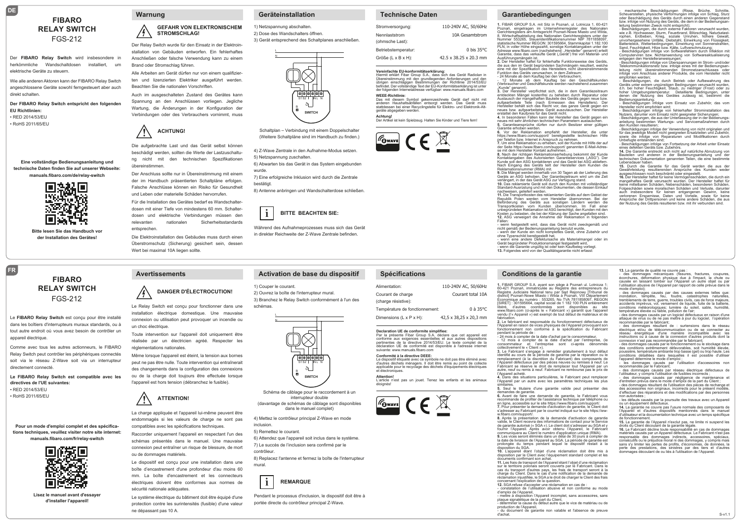DE

# FIBARO RELAY SWITCH

FGS-212

Der **FIBARO Relay Switch** wird insbesondere in herkömmliche Wandschaltdosen installiert, um elektrische Geräte zu steuern.

Wie alle anderen Aktoren kann der FIBARO Relay Switch angeschlossene Geräte sowohl ferngesteuert aber auch direkt schalten.

**Der FIBARO Relay Switch entspricht den folgenden EU Richtlinien:**
• RED 2014/53/EU
• RoHS 2011/65/EU

**Eine vollständige Bedienungsanleitung und technische Daten finden Sie auf unserer Webseite: manuals.fibaro.com/de/relay-switch**

**Bitte lesen Sie das Handbuch vor der Installation des Gerätes!**

## Warnung

**GEFAHR VON ELEKTRONISCHEM STROMSCHLAG!**

Der Relay Switch wurde für den Einsatz in der Elektroinstallation von Gebäuden entworfen. Ein fehlerhaftes Anschließen oder falsche Verwendung kann zu einem Brand oder Stromschlag führen.

Alle Arbeiten am Gerät dürfen nur von einem qualifizierten und lizenzierten Elektriker ausgeführt werden. Beachten Sie die nationalen Vorschriften.

Auch im ausgeschalteten Zustand des Gerätes kann Spannung an den Anschlüssen vorliegen. Jegliche Wartung, die Änderungen in der Konfiguration der Verbindungen oder des Verbrauchers vornimmt, muss

**ACHTUNG!**

Die aufgebrachte Last und das Gerät selbst können beschädigt werden, sollten die Werte der Lastzuschaltung nicht mit den technischen Spezifikationen übereinstimmen.

Der Anschluss sollte nur in Übereinstimmung mit einem der im Handbuch präsentierten Schaltpläne erfolgen. Falsche Anschlüsse können ein Risiko für Gesundheit und Leben oder materielle Schäden hervorrufen.

Für die Installation des Gerätes bedarf es Wandschalterdosen mit einer Tiefe von mindestens 60 mm. Schalterdosen und elektrische Verbindungen müssen den relevanten nationalen Sicherheitsstandards entsprechen.

Die Elektroinstallation des Gebäudes muss durch einen Überstromschutz (Sicherung) gesichert sein, dessen Wert bei maximal 10A liegen sollte.

## Geräteinstallation

1) Netzspannung abschalten.
2) Dose des Wandschalters öffnen.
3) Gerät entsprechend des Schaltplanes anschließen.

Schaltplan – Verbindung mit einem Doppelschalter (Weitere Schaltpläne sind im Handbuch zu finden.)

4) Z-Wave Zentrale in den Aufnahme-Modus setzen.
5) Netzspannung zuschalten.
6) Abwarten bis das Gerät in das System eingebunden wurde.
7) Eine erfolgreiche Inklusion wird durch die Zentrale bestätigt.
8) Antenne anbringen und Wandschalterdose schließen.

**BITTE BEACHTEN SIE:**

Während des Aufnahmeprozesses muss sich das Gerät in direkter Reichweite der Z-Wave Zentrale befinden.

## Technische Daten

| | |
|---|---|
| Stromversorgung: | 110-240V AC, 50/60Hz |
| Nennlaststrom (ohmsche Last): | 10A Gesamtstrom |
| Betriebstemperatur: | 0 bis 35°C |
| Größe (L x B x H): | 42.5 x 38.25 x 20.3 mm |

**Vereinfachte EU-konformitätserklärung:**
Hiermit erklärt Fibar Group S.A., dass sich das Gerät Radiolan in Übereinstimmung mit den grundlegenden Anforderungen und den übrigen einschlägigen Bestimmungen der Richtlinie 2014/53/EU befindet. Der vollständige Text der EU-Konformitätserklärung ist unter der folgenden Internetadresse verfügbar: www.manuals.fibaro.com

**WEEE-Richtlinie:**
Das mit diesem Symbol gekennzeichnete Gerät darf nicht mit anderen Haushaltsabfällen entsorgt werden. Das Gerät muss stattdessen bei einer Recyclingstelle für Elektro- und Elektronik-Altgeräte abgegeben werden.

**Achtung!**
Der Artikel ist kein Spielzeug. Halten Sie Kinder und Tiere fern!

## Garantiebedingungen

**1.** FIBAR GROUP S.A. mit Sitz in Poznań, ul. Lotnicza 1, 60-421 Poznań, eingetragen im Unternehmerregister des Nationalen Gerichtsregisters am Amtsgericht Poznań-Nowe Miasto und Wilda, 8. Wirtschaftsabteilung des Nationalen Gerichtsregisters unter der Nummer 553265, Steueridentifikationsnummer NIP 7811858097, statistische Nummer REGON: 301595664, Stammkapital 1.182.100 PLN, in voller Höhe eingezahlt, sonstige Kontaktangaben unter der Adresse www.fibaro.com (nachstehend: „Hersteller" genannt) erteilt Garantie, dass das verkaufte Gerät („Gerät") frei von Material- und Ausführungsmängeln ist.
**2.** Der Hersteller haftet für fehlerhafte Funktionsweise des Geräts, die aus den im Gerät begründeten Sachmängeln resultiert, welche eine mit der Spezifikation des Herstellers nicht übereinstimmende Funktion des Geräts verursachen, in dem Zeitraum:
- 24 Monate ab dem Kauftag bei den Verbrauchern,
- 12 Monate ab dem Kauftag bei den Geschäftskunden (Verbraucher und Geschäftskunde werden nachstehend zusammen „Kunde" genannt).
**3.** Der Hersteller verpflichtet sich, die in dem Garantiezeitraum entdeckten Mängel kostenfrei zu beheben durch Reparatur oder Austausch der mangelhaften Bauteile des Geräts gegen neue bzw. regenerierte Bauteile (nach Ermessen des Herstellers). Der Hersteller behält sich das Recht vor, das ganze Gerät gegen ein neues bzw. aufgearbeitetes Gerät auszutauschen. Der Hersteller erstattet den Kaufpreis für das Gerät nicht.
**4.** In besonderen Fällen kann der Hersteller das Gerät gegen ein neues mit sehr ähnlichen technischen Parametern austauschen.
**5.** Garantieansprüche dürfen nur durch Besitzer einer gültigen Garantie erhoben werden.
**6.** Vor der Reklamation empfiehlt der Hersteller, die unter https://www.fibaro.com/support/ bereitgestellte technischen Hilfe per Telefon bzw. Internet in Anspruch zu nehmen.
**7.** Um eine Reklamation zu erheben, soll der Kunde mit Hilfe der auf der Seite https://www.fibaro.com/support/ genannten E-Mail-Adresse mit dem Hersteller Kontakt aufnehmen.
**8.** Nach der richtigen Reklamationserhebung bekommt der Kunde Kontaktangaben des Autorisierten Garantieservices („ASG"). Der Kunde soll den ASG kontaktieren und das Gerät bei ASG abliefern. Nach Eingang des Geräts teilt der Hersteller dem Kunden die Reklamationsnummer (RMA) mit.
**9.** Die Mängel werden innerhalb von 30 Tagen ab der Lieferung des Geräts an ASG behoben. Der Garantiezeitraum wird um die Zeit verlängert, in der das Gerät ASG zur Verfügung stand.
**10.** Das reklamierte Gerät soll durch den Kunden mit vollständiger Standard-Ausrüstung und mit den Dokumenten, die dessen Einkauf nachweisen, geliefert werden.
**11.** Die Transportkosten des reklamierten Geräts auf dem Gebiet der Republik Polen werden vom Hersteller übernommen. Bei der Beförderung des Geräts aus sonstigen Ländern werden die Transportkosten vom Kunden übernommen. Im Fall einer unbegründeten Reklamation ist ASG berechtigt, den Kunden mit den Kosten zu belasten, die bei der Klärung der Sache angefallen sind.
**12.** ASG verweigert die Annahme der Reklamation in folgenden Fällen:
- wenn festgestellt wird, dass das Gerät nicht zweckgemäß und nicht gemäß der Bedienungsanleitung benutzt wurde,
- wenn der Kunde ein nicht komplettes Gerät, ohne Zubehör und ohne Typenschild bereitgestellt hat,
- wenn eine andere Defektursache als Materialmangel oder im Gerät begründeter Produktionsmangel festgestellt wird,
- wenn die Garantie ungültig ist oder kein Kaufbeleg vorliegt.
**13.** Folgendes wird von der Qualitätsgarantie nicht erfasst:
- mechanische Beschädigungen (Risse, Brüche, Schnitte, Scheuerstellen, physische Verformungen infolge von Schlag, Sturz oder Beschädigung des Geräts durch einen anderen Gegenstand bzw. infolge von Nutzung des Geräts, die dem in der Bedienungsanleitung bestimmten Zweck nicht entspricht);
- Beschädigungen, die durch externe Faktoren verursacht wurden, wie z.B. Hochwasser, Sturm, Feuerbrand, Blitzschlag, Naturkatastrophen, Erdbeben, Krieg, soziale Unruhen, höhere Gewalt, unvorhergesehene Unfälle, Diebstahl, Einwirkung von Flüssigkeit, Batterieleck, Wetterbedingungen, Einwirkung von Sonnenstrahlen, Sand, Feuchtigkeit, Hitze bzw. Kälte, Luftverschmutzung;
- Beschädigungen infolge von Softwarefehlern durch Infektion mit Computerviren bzw. Nichtanwendung von Softwareaktualisierung entgegen den Herstelleranweisungen;
- Beschädigungen infolge von Überspannungen im Strom- und/oder Telekommunikationsnetz bzw. infolge eines mit der Bedienungsanleitung nicht übereinstimmenden Stromnetzanschlusses oder infolge von Anschluss anderer Produkte, die vom Hersteller nicht empfohlen werden;
- Beschädigungen, die durch Betrieb oder Aufbewahrung des Geräts unter extrem ungünstigen Bedingungen verursacht wurden, d.h. bei hoher Feuchtigkeit, Staub, zu niedriger (Frost) oder zu hoher Umgebungstemperatur. Detaillierte Bedingungen, unter denen die Nutzung des Geräts zulässig ist, bestimmt die Bedienungsanleitung;
- Beschädigungen infolge von Einsatz von Zubehör, das vom Hersteller nicht empfohlen wird;
- Beschädigungen infolge von fehlerhafter Strominstallation des Nutzers, darunter vom Einsatz nicht geeigneter Sicherungen;
- Beschädigungen, die aus der Unterlassung der in der Bedienungsanleitung bestimmten Wartungs- und Servicemaßnahmen durch den Kunden resultieren;
- Beschädigungen infolge der Verwendung von nicht originalen und für das jeweilige Modell nicht geeigneten Ersatzteilen und Zubehör, sowie die infolge von Reparaturen und Modifikationen durch Unbefugte entstanden sind;
- Beschädigungen infolge von Fortsetzung der Arbeit unter Einsatz eines defekten Geräts bzw. Zubehörs.
**14.** Die Garantie erstreckt sich nicht auf natürliche Abnutzung von Bauteilen und anderen in der Bedienungsanleitung und der technischen Dokumentation genannten Teilen, die eine bestimmte Lebensdauer haben.
**15.** Durch die Garantie für das Gerät werden die aus der Gewährleistung resultierenden Ansprüche des Kunden weder ausgeschlossen noch beschränkt oder eingestellt.
**16.** Der Hersteller haftet für keine Vermögensschäden, die durch ein mangelhaftes Gerät verursacht wurden. Der Hersteller haftet für keine mittelbaren Schäden, Nebenschäden, besonderen Schäden, Folgeschäden sowie moralischen Schäden und Verluste, darunter auch insbesondere für keinen entgangenen Gewinn, keine verlorenen Ersparnisse, Daten und Vorteile, sowie für keine Ansprüche der Drittpersonen und keine andere Schäden, die aus der Nutzung des Geräts resultieren bzw. mit ihr verbunden sind.

---

FR

# FIBARO RELAY SWITCH

FGS-212

Le **FIBARO Relay Switch** est conçu pour être installé dans les boîtiers d'interrupteurs muraux standards, ou à tout autre endroit où vous avez besoin de contrôler un appareil électrique.

Comme avec tous les autres actionneurs, le FIBARO Relay Switch peut contrôler les périphériques connectés soit via le réseau Z-Wave soit via un interrupteur directement connecté.

**Le FIBARO Relay Switch est compatible avec les directives de l'UE suivantes:**
• RED 2014/53/EU
• RoHS 2011/65/EU

**Pour un mode d'emploi complet et des spécifications techniques, veuillez visiter notre site internet: manuals.fibaro.com/fr/relay-switch**

**Lisez le manuel avant d'essayer d'installer l'appareil!**

## Avertissements

**DANGER D'ÉLECTROCUTION!**

Le Relay Switch est conçu pour fonctionner dans une installation électrique domestique. Une mauvaise connexion ou utilisation peut provoquer un incendie ou un choc électrique.

Toute intervention sur l'appareil doit uniquement être réalisée par un électricien agréé. Respecter les réglementations nationales.

Même lorsque l'appareil est éteint, la tension aux bornes peut ne pas être nulle. Toute intervention qui entraînerait des changements dans la configuration des connexions ou de la charge doit toujours être effectuée lorsque l'appareil est hors tension (débranchez le fusible).

**ATTENTION!**

La charge appliquée et l'appareil lui-même peuvent être endommagés si les valeurs de charge ne sont pas compatibles avec les spécifications techniques.

Raccorder uniquement l'appareil en respectant l'un des schémas présentés dans le manuel. Une mauvaise connexion peut entraîner un risque de blessure, de mort ou de dommages matériels.

Le dispositif est conçu pour une installation dans une boîte d'encastrement d'une profondeur d'au moins 60 mm. La boîte d'encastrement et les connecteurs électriques doivent être conformes aux normes de sécurité nationale adéquates.

Le système électrique du bâtiment doit être équipé d'une protection contre les surintensités (fusible) d'une valeur ne dépassant pas 10 A.

## Activation de base du dispositif

1) Couper le courant.
2) Ouvrez la boîte de l'interrupteur mural.
3) Branchez le Relay Switch conformément à l'un des schémas.

Schéma de câblage pour le raccordement à un interrupteur double (davantage de schémas de câblage sont disponibles dans le manuel complet)

4) Mettez le contrôleur principal Z-Wave en mode inclusion.
5) Remettez le courant.
6) Attendez que l'appareil soit inclus dans le système.
7) Le succès de l'inclusion sera confirmé par le contrôleur.
8) Replacez l'antenne et fermez la boîte de l'interrupteur mural.

**REMARQUE**

Pendant le processus d'inclusion, le dispositif doit être à portée directe du contrôleur principal Z-Wave.

## Spécifications

| | |
|---|---|
| Alimentation: | 110-240V AC, 50/60Hz |
| Courant de charge (charge résistive): | Courant total 10A |
| Température de fonctionnement: | 0 à 35°C |
| Dimensions (L x P x H): | 42,5 x 38,25 x 20,3 mm |

**Declaration UE de conformite simplifiee:**
Par la présente Fibar Group S.A. déclare que cet appareil est conforme aux exigences essentielles et aux autres dispositions pertinentes de la directive 2014/53/EU. Le texte complet de la déclaration UE de conformité est disponible à l'adresse internet suivante: www.manuals.fibaro.com

**Conformité à la directive DEEE:**
Le dispositif étiqueté avec ce symbole ne doit pas être éliminé avec d'autres déchets ménagers. Il doit être remis au point de collecte applicable pour le recyclage des déchets d'équipements électriques et électroniques.

**Attention!**
L'article n'est pas un jouet. Tenez les enfants et les animaux éloignés!

## Conditions de la garantie

**1.** FIBAR GROUP S.A. ayant son siège à Poznań ul. Lotnicza 1; 60-421 Poznań, immatriculée au Registre des entrepreneurs du Registre Judiciaire National tenu par Sąd Rejonowy [Tribunal de district] Poznań-Nowe Miasto i Wilda à Poznań, VIII Département Économique au numéro : 553265, No TVA 7811858097, REGON [SIRET] : 301595664, capital social de 1 182 100 PLN entièrement libéré, d'autres coordonnées sont disponibles au site www.fibaro.com (ci-après le « Fabricant ») garantit que l'appareil vendu (l'« Appareil ») est exempt de tout défaut de matériaux et de fabrication.
**2.** Le Fabricant est responsable du fonctionnement défectueux de l'Appareil en raison de vices physiques de l'Appareil provoquant son fonctionnement non conforme à la spécification du Fabricant pendant la période de :
- 24 mois à compter de la date d'achat par le consommateur,
- 12 mois à compter de la date d'achat par l'entreprise, (le consommateur et l'entreprise sont ci-après dénommés collectivement le « Client »).
**3.** Le Fabricant s'engage à remédier gratuitement à tout défaut identifié au cours de la période de garantie par la réparation ou le remplacement (à la discrétion du Fabricant) des composants de l'Appareil défectueux par des pièces neuves ou remises à neuf. Le Fabricant se réserve le droit de remplacer tout l'Appareil par un autre, neuf ou remis à neuf. Le Fabricant ne rembourse pas le prix de l'Appareil acheté.
**4.** Dans des situations particulières, le Fabricant peut remplacer l'Appareil par un autre avec les paramètres techniques les plus similaires.
**5.** Seul le titulaire d'une garantie valide peut présenter des demandes de garantie.
**6.** Avant de faire une demande de garantie, le Fabricant vous recommande de profiter de l'assistance technique par téléphone ou en ligne, accessible sur le site https://www.fibaro.com/support/.
**7.** Pour présenter la demande d'activation de garantie, le Client doit s'adresser au Fabricant par le courriel indiqué sur le site https://www.fibaro.com/support/.
**8.** Après la présentation de la demande d'activation de garantie valide, le Client recevra des informations de contact pour le Service de garantie autorisé (« SGA »). Le client doit s'adresser au SGA et y fournir l'Appareil. Après avoir obtenu l'Appareil, le Fabricant communiquera au Client le numéro d'application unique (RMA).
**9.** Les vices seront éliminés dans un délai de 30 jours à compter de la date de livraison de l'Appareil au SGA. La période de garantie est prolongée du temps pendant lequel le dispositif restait à la disposition du SGA.
**10.** L'appareil étant l'objet d'une réclamation doit être mis à disposition par le Client avec l'équipement standard complet et les documents confirmant son achat.
**11.** Les frais de transport de l'Appareil étant l'objet d'une réclamation sur le territoire polonais seront couverts par le Fabricant. Dans le cas du transport d'autres pays, les frais de transport seront à la charge du Client. Dans le cas d'une notification de la demande de réclamation injustifiée, le SGA a le droit de charger le Client des frais concernant l'explication de la question.
**12.** SGA refuse d'accepter une réclamation en cas de :
- constatation de l'utilisation abusive et non conforme au mode d'emploi de l'Appareil,
- mettre à disposition l'Appareil incomplet, sans accessoires, sans plaque signalétique de la part du Client,
- déterminer la cause du défaut autre que le vice de matériau ou de production de l'Appareil,
- du document de garantie non valable et l'absence de preuve d'achat.
**13.** La garantie de qualité ne couvre pas :
- des dommages mécaniques (fissures, fractures, coupures, écorchures, déformation physique due à l'impact, la chute ou causée en laissant tomber sur l'Appareil un autre objet ou par l'utilisation abusive de l'Appareil par rapport de celle prévue dans le mode d'emploi);
- des dommages causés par des causes externes telles que: inondation, tempête, feu, foudre, catastrophes naturelles, tremblements de terre, guerre, troubles civils, cas de force majeure, accidents imprévus, vol, versement de liquide, fuite de la batterie, conditions météorologiques; lumière du soleil, sable, humidité, température élevée ou faible, pollution de l'air;
- des dommages causés par un logiciel défectueux en raison d'une attaque de virus ou de ne pas mettre à jour du logiciel, l'opération recommandée par le fabricant;
- des dommages résultant de : surtensions dans le réseau électrique et/ou de télécommunication ou de se connecter au réseau énergétique d'une manière incompatible avec les instructions ou à cause de la connexion d'autres produits dont la connexion n'est pas recommandée par le fabricant;
- des dommages causés par le fonctionnement ou le stockage dans des conditions extrêmement défavorables, soit humidité élevée, poussière, température trop basse (gel) ou trop haute. Les conditions détaillées dans lesquelles il est possible d'utiliser l'appareil détermine le mode d'emploi ;
- des dommages causés par l'utilisation d'accessoires non recommandés par le Fabricant;
- des dommages causés par réseau électrique défectueux de l'utilisateur, y compris l'utilisation de fusibles incorrects ;
- des dommages causés par négligence de maintenance et d'entretien prévus dans le mode d'emploi de la part du Client ;
- des dommages résultant de l'utilisation des pièces de rechange et des accessoires non originaux, incorrects pour le présent modèle, d'effectuer des réparations et des modifications par des personnes non autorisées ;
- les défauts causés par la poursuite des travaux avec un Appareil ou un équipement défectueux.
**14.** La garantie ne couvre pas l'usure normale des composants de l'Appareil et d'autres dispositifs mentionnés dans le manuel d'utilisateur et la documentation technique avec un temps spécifique de fonctionnement.
**15.** La garantie de l'Appareil n'exclut pas, ne limite ni suspend les droits du Client découlant de la garantie légale.
**16.** Le Fabricant décline toute responsabilité en cas de dommages matériels causés par un Appareil défectueux. Le Fabricant n'est pas responsable des dommages indirects, accessoires, spéciaux, consécutifs ou le préjudice moral ni des dommages, y compris mais sans s'y limiter les pertes de profits, d'économies, de données, la perte des prestations, des sinistres par des tiers et d'autres dommages découlant de ou liés à l'utilisation de l'Appareil.

S-v1.1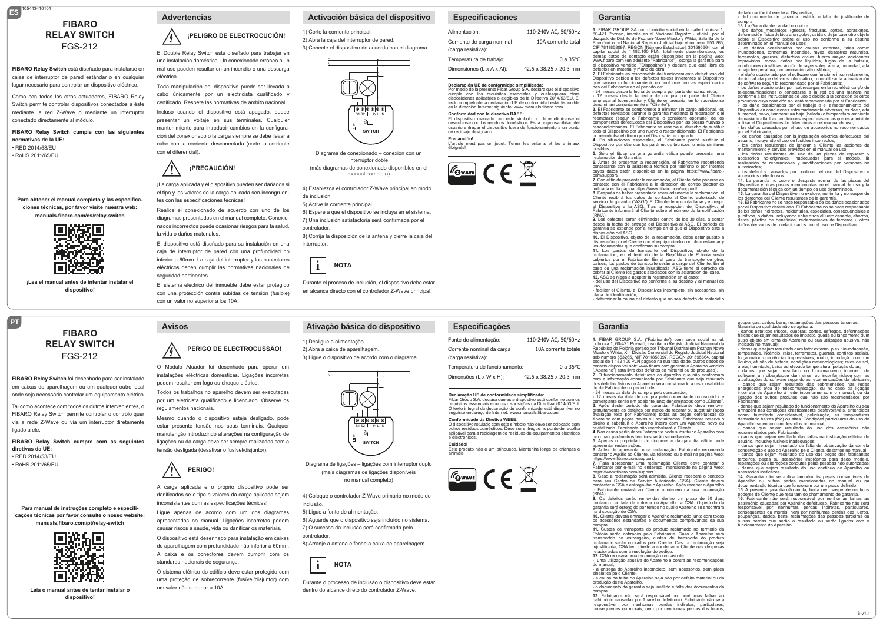ES

105443410101

# FIBARO RELAY SWITCH

FGS-212

**FIBARO Relay Switch** está diseñado para instalarse en cajas de interruptor de pared estándar o en cualquier lugar necesario para controlar un dispositivo eléctrico.

Como con todos los otros actuadores, FIBARO Relay Switch permite controlar dispositivos conectados a éste mediante la red Z-Wave o mediante un interruptor conectado directamente al módulo.

**FIBARO Relay Switch cumple con las siguientes normativas de la UE:**

- RED 2014/53/EU
- RoHS 2011/65/EU

**Para obtener el manual completo y las especificaciones técnicas, por favor visite nuestra web: manuals.fibaro.com/es/relay-switch**

**¡Lea el manual antes de intentar instalar el dispositivo!**

## Advertencias

### ¡PELIGRO DE ELECTROCUCIÓN!

El Double Relay Switch está diseñado para trabajar en una instalación doméstica. Un conexionado erróneo o un mal uso pueden resultar en un incendio o una descarga eléctrica.

Toda manipulación del dispositivo puede ser llevada a cabo únicamente por un electricista cualificado y certificado. Respete las normativas de ámbito nacional.

Incluso cuando el dispositivo está apagado, puede presentar un voltaje en sus terminales. Cualquier mantenimiento para introducir cambios en la configuración del conexionado o la carga siempre se debe llevar a cabo con la corriente desconectada (corte la corriente con el diferencial).

### ¡PRECAUCIÓN!

¡La carga aplicada y el dispositivo pueden ser dañados si el tipo y los valores de la carga aplicada son incongruentes con las especificaciones técnicas!

Realice el conexionado de acuerdo con uno de los diagramas presentados en el manual completo. Conexionados incorrectos puede ocasionar riesgos para la salud, la vida o daños materiales.

El dispositivo está diseñado para su instalación en una caja de interruptor de pared con una profundidad no inferior a 60mm. La caja del interruptor y los conectores eléctricos deben cumplir las normativas nacionales de seguridad pertinentes.

El sistema eléctrico del inmueble debe estar protegido con una protección contra subidas de tensión (fusible) con un valor no superior a los 10A.

## Activación básica del dispositivo

1) Corte la corriente principal.

2) Abra la caja del interruptor de pared.

3) Conecte el dispositivo de acuerdo con el diagrama.

Diagrama de conexionado – conexión con un interruptor doble (más diagramas de conexionado disponibles en el manual completo)

4) Establezca el controlador Z-Wave principal en modo de inclusión.

5) Active la corriente principal.

6) Espere a que el dispositivo se incluya en el sistema.

7) Una inclusión satisfactoria será confirmada por el controlador.

8) Corrija la disposición de la antena y cierre la caja del interruptor.

**NOTA**

Durante el proceso de inclusión, el dispositivo debe estar en alcance directo con el controlador Z-Wave principal.

## Especificaciones

| | |
|---|---|
| Alimentación: | 110-240V AC, 50/60Hz |
| Corriente de carga nominal (carga resistiva): | 10A corriente total |
| Temperatura de trabajo: | 0 a 35°C |
| Dimensiones (L x A x Al): | 42.5 x 38.25 x 20.3 mm |

**Declaración UE de conformidad simplificada:**
Por medio de la presente Fibar Group S.A. declara que el dispositivo cumple con los requisitos esenciales y cualesquiera otras disposiciones aplicables o exigibles de la Directiva 2014/53/EU. El texto completo de la declaración UE de conformidad está disponible en la dirección Internet siguiente: www.manuals.fibaro.com

**Conformidad con la directiva RAEE:**
El dispositivo marcado con este símbolo no debe eliminarse ni desecharse con los residuos domésticos. Es la responsabilidad del usuario entregar el dispositivo fuera de funcionamiento a un punto de reciclaje designado.

**Precaución!**
L'article n'est pas un jouet. Tenez les enfants et les animaux éloignés!

## Garantía

**1.** FIBARO GROUP SA con domicilio social en la calle Lotnicza 1, 60-421 Poznan, inscrita en el Nacional Registro Judicial por el Juzgado de Distrito de Poznań-Nowe Miasto y Wilda. Sala 8a de lo Económico del Nacional Registro Judicial bajo el número: 553 265, CIF 7811858097, REGON [Número Estadístico]: 301595664, con el capital social de 1.182.100 PLN, totalmente desembolsado, los demás datos de contacto están disponibles en la página web: www.fibaro.com (en adelante "Fabricante") otorga la garantía para el dispositivo vendido ("Dispositivo") y declara que está libre de defectos en material y mano de obra.
**2.** El Fabricante es responsable del funcionamiento defectuoso del Dispositivo debido a los defectos físicos inherentes al Dispositivo que causen su funcionamiento no conforme con las especificaciones del Fabricante en el periodo de:
- 24 meses desde la fecha de compra por parte del consumidor,
- 12 meses desde la fecha de compra por parte del Cliente empresarial (consumidor y Cliente empresarial en lo sucesivo se denominan conjuntamente el "Cliente").
**3.** El Fabricante se compromete a eliminar sin cargo adicional, los defectos revelados durante la garantía mediante la reparación o el reemplazo (según el Fabricante lo considere oportuno) de los componentes defectuosos del Dispositivo por las piezas nuevas o reacondicionadas. El Fabricante se reserva el derecho de sustituir todo el Dispositivo por uno nuevo o reacondicionado. El Fabricante no reembolsa el dinero por el Dispositivo comprado.
**4.** En situaciones especiales, el Fabricante podrá sustituir el Dispositivo por otro con los parámetros técnicos lo más similares posibles.
**5.** Sólo el titular de una garantía válida puede presentar una reclamación de Garantía.
**6.** Antes de presentar la reclamación, el Fabricante recomienda contactarse con la asistencia técnica por teléfono o por Internet cuyos datos están disponibles en la página https://www.fibaro.com/support/.
**7.** Con el fin de presentar la reclamación, el Cliente debe ponerse en contacto con el Fabricante a la dirección de correo electrónico indicada en la página https://www.fibaro.com/support/.
**8.** Después de haber presentado adecuadamente la reclamación, el Cliente recibirá los datos de contacto al Centro autorizado de servicio de garantía ("ASG"). El Cliente debe contactarse y entregar el Dispositivo a la ASG. Tras la recepción del Dispositivo, el Fabricante informará al Cliente sobre el número de la notificación (RMA).
**9.** Los defectos serán eliminados dentro de los 30 días, a contar desde la fecha de entrega del Dispositivo al ASG. El periodo de garantía se extiende por el tiempo en el que el Dispositivo está a disposición del ASG.
**10.** El Dispositivo, objeto de la reclamación, debe estar puesto a disposición por el Cliente con el equipamiento completo estándar y los documentos que confirman su compra.
**11.** Los gastos de transporte del Dispositivo, objeto de la reclamación, en el territorio de la República de Polonia serán cubiertos por el Fabricante. En el caso de transporte de otros países, los gastos de transporte serán a cargo del Cliente. En el caso de una reclamación injustificada, ASG tiene el derecho de cobrar al Cliente los gastos asociados con la aclaración del caso.
**12.** ASG se niega a aceptar la reclamación en el caso:
- del uso del Dispositivo no conforme a su destino y al manual de uso,
- facilitar el Cliente, el Dispositivos incompleto, sin accesorios, sin placa de identificación,
- determinar la causa del defecto que no sea defecto de material o de fabricación inherente al Dispositivo,
- del documento de garantía inválido o falta de justificante de compra.
**13.** La Garantía de calidad no cubre:
- los daños mecánicos (grietas, fracturas, cortes, abrasiones, deformación física debido a un golpe, caída o dejar caer otro objeto sobre el Dispositivo o su uso no conforme a su destino determinado en el manual de uso);
- los daños ocasionados por causas externas, tales como: inundaciones, tormentas, incendios, rayos, desastres naturales, terremotos, guerras, disturbios civiles, fuerza mayor, accidentes imprevistos, robos, daños por líquidos, fugas de la batería, condiciones climáticas; acción de rayos soles, arena, humedad, alta o baja temperatura, contaminación atmosférica;
- el daño ocasionado por el software que funcione incorrectamente, debido al ataque del virus informático, o no utilizar la actualización de software según lo recomendado por el Fabricante;
- los daños ocasionados por: sobrecargas en la red eléctrica y/o de telecomunicaciones o conectarse a la red de una manera no conforme a las instrucciones de uso o debido a la conexión de otros productos cuya conexión no está recomendada por el Fabricante;
- los daños causados por el trabajo o el almacenamiento del Dispositivo en condiciones extremadamente adversas, es decir, alta humedad, polvo, temperatura baja (helada) o temperatura ambiente demasiado alta. Las condiciones específicas en las que es admisible utilizar el Dispositivo están determinas en el manual de uso;
- los daños causados por el uso de accesorios no recomendados por el Fabricante;
- los daños causados por la instalación eléctrica defectuosa del usuario, incluyendo el uso de los fusibles incorrectos;
- los daños resultantes de ignorar el Cliente las acciones de mantenimiento y servicio previstos en el manual de uso;
- los daños resultantes del uso de las piezas de repuesto y accesorios no-originales, inadecuados para el modelo, la realización de reparaciones y modificaciones por personas no autorizadas;
- los defectos causados por continuar el uso del Dispositivo o accesorios defectuosos.
**14.** La garantía no cubre el desgaste normal de las piezas del Dispositivo y otras piezas mencionadas en el manual de uso y la documentación técnica con un tiempo de uso determinado.
**15.** La garantía del Dispositivo no excluye, no limita y no suspende los derechos del Cliente resultantes de la garantía.
**16.** El Fabricante no se hace responsable de los daños ocasionados por el Dispositivo defectuoso. El Fabricante no se hace responsable de los daños indirectos, incidentales, especiales, consecuenciales o punitivos, o daños, incluyendo entre otros el lucro cesante, ahorros, datos, pérdida de beneficios, reclamaciones de terceros u otros daños derivados de o relacionados con el uso de Dispositivo.

PT

# FIBARO RELAY SWITCH

FGS-212

**FIBARO Relay Switch** foi desenhado para ser instalado em caixas de aparelhagem ou em qualquer outro local onde seja necessário controlar um equipamento elétrico.

Tal como acontece com todos os outros intervenientes, o FIBARO Relay Switch permite controlar o controlo quer via a rede Z-Wave ou via um interruptor diretamente ligado a ele.

**FIBARO Relay Switch cumpre com as seguintes diretivas da UE:**

- RED 2014/53/EU
- RoHS 2011/65/EU

**Para manual de instruções completo e especificações técnicas por favor consulte o nosso website: manuals.fibaro.com/pt/relay-switch**

**Leia o manual antes de tentar instalar o dispositivo!**

## Avisos

### PERIGO DE ELECTROCUSSÃO!

O Módulo Atuador foi desenhado para operar em instalações eléctricas domésticas. Ligações incorretas podem resultar em fogo ou choque elétrico.

Todos os trabalhos no aparelho devem ser executadas por um eletricista qualificado e licenciado. Observe os regulamentos nacionais.

Mesmo quando o dispositivo esteja desligado, pode estar presente tensão nos seus terminais. Qualquer manutenção introduzindo alterações na configuração de ligações ou da carga deve ser sempre realizadas com a tensão desligada (desativar o fusível/disjuntor).

### PERIGO!

A carga aplicada e o próprio dispositivo pode ser danificados se o tipo e valores da carga aplicada sejam inconsistentes com as especificações técnicas!

Ligue apenas de acordo com um dos diagramas apresentados no manual. Ligações incorretas podem causar riscos à saúde, vida ou danificar os materiais.

O dispositivo está desenhado para instalação em caixas de aparelhagem com profundidade não inferior a 60mm. A caixa e os conectores devem cumprir com os standards nacionais de segurança.

O sistema elétrico do edifício deve estar protegido com uma proteção de sobrecorrente (fusível/disjuntor) com um valor não superior a 10A.

## Ativação básica do dispositivo

1) Desligue a alimentação.

2) Abra a caixa de aparelhagem.

3) Ligue o dispositivo de acordo com o diagrama.

Diagrama de ligações – ligações com interruptor duplo (mais diagramas de ligações disponíveis no manual completo)

4) Coloque o controlador Z-Wave primário no modo de inclusão.

5) Ligue a fonte de alimentação.

6) Aguarde que o dispositivo seja incluído no sistema.

7) O sucesso da inclusão será confirmada pelo controlador.

8) Arranje a antena e feche a caixa de aparelhagem.

**NOTA**

Durante o processo de inclusão o dispositivo deve estar dentro do alcance direto do controlador Z-Wave.

## Especificações

| | |
|---|---|
| Fonte de alimentação: | 110-240V AC, 50/60Hz |
| Corrente nominal da carga (carga resistiva): | 10A corrente total |
| Temperatura de funcionamento: | 0 a 35°C |
| Dimensões (L x W x H): | 42.5 x 38.25 x 20.3 mm |

**Declaração UE de conformidade simplificada:**
Fibar Group S.A. declara que este dispositivo está conforme com os requisitos essenciais e outras disposições da Diretiva 2014/53/EU. O texto integral da declaração de conformidade está disponível no seguinte endereço de Internet: www.manuals.fibaro.com

**Conformidade da Diretiva WEEE:**
O dispositivo rotulado com este símbolo não deve ser colocado com outros resíduos domésticos. Deve ser entregue no ponto de recolha aplicável para a reciclagem de resíduos de equipamentos eléctricos e electrónicos.

**Cuidado!**
Este produto não é um brinquedo. Mantenha longe de crianças e animais!

## Garantia

**1.** FIBARO GROUP S.A. ("Fabricante") com sede social na ul. Lotnicza 1, 60-421 Poznań, inscrita no Registo Judicial Nacional da República de Polónia gerado por Tribunal Distrital em Poznań Nowe Miasto e Wilda, XIII Divisão Comercial do Registo Judicial Nacional sob número 553265, NIF 7811858097, REGON 301595664, capital social de 1 182 100 PLN pagado na sua totalidade, outros dados de contato disponível sob: www.fibaro.com garante o Aparelho vendido („Aparelho") está livre dos defeitos de material ou de produção).
**2.** O funcionamento defeituoso do Aparelho que não conformará com a informação comunicada por Fabricante que seja resultado dos defeitos físicos do Aparelho será considerado a responsabilidade de Fabricante no período de:
- 24 meses da data de compra pelo consumidor,
- 12 meses da data de compra pelo comerciante (consumidor e comerciante serão em adelante junto denominados como „Cliente").
**3.** Após deste período de garantia, Fabricante deve remover gratuitamente os defeitos por meios de reparar ou substituir (após avaliação feita por Fabricante) todas as peças defeituosas do Aparelho com peças novas ou revisadas. Fabricante reserva o direito a substituir o Aparelho inteiro com um Aparelho novo ou revisado. Fabricante não reembolsará o Cliente.
**4.** Nos casos particulares Fabricante pode substituir o Aparelho com um quais parâmetros técnicos sejam semelhantes.
**5.** Apenas o proprietário do documento da garantia válido pode apresentar reclamações.
**6.** Antes de apresentar uma reclamação, Fabricante recomenda contatar o Auxilio ao Cliente, via telefono ou e-mail na página Web: https://www.fibaro.com/support.
**7.** Para apresentar uma reclamação Cliente deve contatar o Fabricante por e-mail no endereço mencionado na página Web: https://www.fibaro.com/support.
**8.** Caso a reclamação será admitida, Cliente receberá o contacto para seu Centro de Serviço Autorizado (CSA). Cliente deverá contactar o CSA e entrega-lhe o Aparelho. Após receber o Aparelho o Fabricante enviará ao Cliente o número da sua reclamação (RMA).
**9.** Os defeitos serão removidos dentro um prazo de 30 dias, contando da data de entrega do Aparelho a CSA. O período da garantia será estendido por tempo no qual o Aparelho se encontrará na disposição de CSA.
**10.** Cliente deverá entregar o Aparelho reclamado junto com todos os acessórios estandardes e documentos comprovantes da sua compra.
**11.** Custes de transporte do produto reclamado no território da Polónia serão cobrados pelo Fabricante. Caso o Aparelho será transportdo no estrangeiro, custes de transporte do produto reclamado serão cobrados pelo Cliente. Caso a reclamação seja injustificada, CSA tem direito a condenar o Cliente nas despesas relacionadas com a resolução do pedido.
**12.** CSA recusará uma reclamação no caso de:
- uma utilização abusiva do Aparelho e contra as recomendações do manual,
- a entrega do Aparelho incompleto, sem acessórios, sem placa sinalética pelo Cliente,
- a causa da falha do Aparelho seja não por defeito material ou da produção deste Aparelho,
- o documento da garantia seja inválido e falta dos documentos da compra.
**13.** Fabricante não será responsável por nenhumas falhas ao património causadas por Aparelho defeituoso. Fabricante não será responsável por nenhumas perdas indiretas, particulares, consequentes ou morais, nem por nenhumas perdas dos lucros, poupanças, dados, bens, reclamações das pessoas terceiras.
Garantia de qualidade não se aplica a:
- danos estéticos (riscos, quebras, cortes, esfregos, deformações físicas que sejam resultados de impacto, queda ou lançamento dum outro objeto em cima do Aparelho ou sua utilização abusiva, não indicada no manual);
- danos que sejam resultado dum fator externo, p.ex.: inundação, tempestade, incêndio, raios, terremotos, guerras, conflitos sociais, força maior, ocorrências imprevisíveis, roubo, inundação com um líquido, efusão da bateria, condições meteorológicas; raios do sol, areia, humidade, baixa ou elevada temperatura, polução do ar;
- danos que sejam resultado do funcionamento incorreto do software, um ciberataque dum vírus, ou inconformidade com as atualizações de software segundo as recomendações do fabricante;
- danos que sejam resultado das sobretensões nas redes energéticas e/ou de telecomunicação, ou no caso da ligação incorreta do Aparelho à rede inconforme com o manual, ou da ligação dos outros produtos que não são recomendados por Fabricante;
- danos que sejam resultado do funcionamento do Aparelho ou seu armazém nas condições drasticamente desfavoráveis, entendidos como: humidade considerável, polinização, as temperaturas demasiado baixas (frio) ou altas. Condições particulares do uso do Aparelho se encontram descritos no manual;
- danos que sejam resultado do uso dos acessórios não recomendados pelo Fabricante;
- danos que sejam resultado das faltas na instalação elétrica do usuário, inclusive fusíveis inadequados;
- danos que sejam resultado da falta de observação da correta conservação e uso do Aparelho pelo Cliente, descritos no manual;
- danos que sejam resultado do uso das peças dos fabricantes terceiros, peças ou acessórios impróprios para dado modelo, reparações ou alterações conduitas pelas pessoas não autorizadas;
- danos que sejam resultado do uso contínuo do Aparelho ou acessórios ineficazes.
**14.** Garantia não se aplica também às peças consumíveis do Aparelho ou outras partes mencionadas no manual ou na documentação técnica que funcionam por um prazo definido.
**15.** A presente garantia não anula, limita nem suspende nenhuns poderes de Cliente que resultem do chamamento de garantia.
**16.** Fabricante não será responsável por nenhumas falhas ao património causadas por Aparelho defeituoso. Fabricante não será responsável por nenhumas perdas indiretas, particulares, consequentes ou morais, nem por nenhumas perdas dos lucros, poupanças, dados, bens, reclamações das pessoas terceiras ou outras perdas que serão o resultado ou serão ligados com o funcionamento do Aparelho.

S-v1.1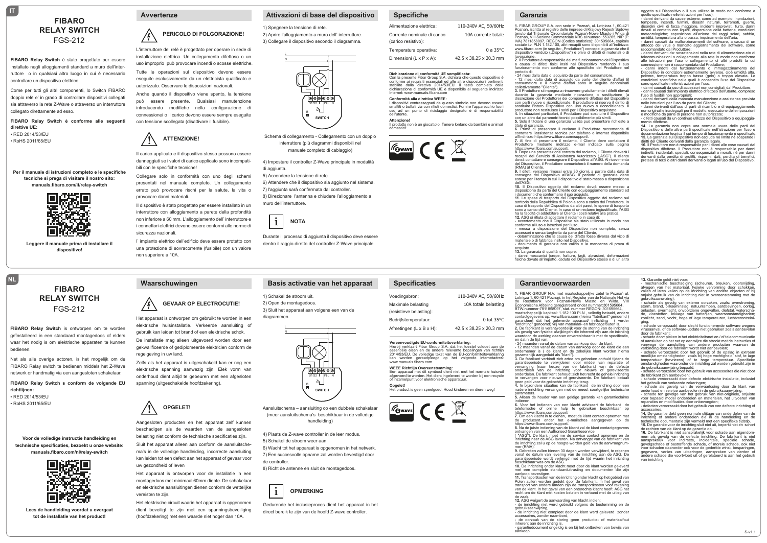IT

# FIBARO RELAY SWITCH

FGS-212

**FIBARO Relay Switch** è stato progettato per essere installato negli alloggiamenti standard a muro dell'interruttore o in qualsiasi altro luogo in cui è necessario controllare un dispositivo elettrico.

Come per tutti gli altri componenti, lo Switch FIBARO doppio relè e' in grado di controllare dispositivi collegati sia attraverso la rete Z-Wave o attraverso un interruttore collegato direttamente ad esso.

**FIBARO Relay Switch è conforme alle seguenti direttive UE:**

- RED 2014/53/EU
- RoHS 2011/65/EU

**Per il manuale di istruzioni completo e le specifiche tecniche si prega di visitare il nostro sito: manuals.fibaro.com/it/relay-switch**

**Leggere il manuale prima di installare il dispositivo!**

## Avvertenze

**PERICOLO DI FOLGORAZIONE!**

L'interruttore del relè è progettato per operare in sede di installazione elettrica. Un collegamento difettoso o un uso improprio può provocare incendi o scosse elettriche.

Tutte le operazioni sul dispositivo devono essere eseguite esclusivamente da un elettricista qualificato e autorizzato. Osservare le disposizioni nazionali.

Anche quando il dispositivo viene spento, la tensione può essere presente. Qualsiasi manutenzione introducendo modifiche nella configurazione di connessionei o il carico devono essere sempre eseguite con tensione scollegata (disattivare il fusibile).

**ATTENZIONE!**

Il carico applicato e il dispositivo stesso possono essere danneggiati se i valori di carico applicato sono incompatibili con le specifiche tecniche!

Collegare solo in conformità con uno degli schemi presentati nel manuale completo. Un collegamento errato può provocare rischi per la salute, la vita o provocare danni materiali.

Il dispositivo è stato progettato per essere installato in un interruttore con alloggiamento a parete della profondità non inferiore a 60 mm. L'alloggiamento dell' interruttore e i connettori elettrici devono essere conformi alle norme di sicurezza nazionali.

l' impianto elettrico dell'edificio deve essere protetto con una protezione di sovracorrente (fusibile) con un valore non superiore a 10A.

## Attivazioni di base del dispositivo

1) Spegnere la tensione di rete.
2) Aprire l'alloggiamento a muro dell' interruttore.
3) Collegare il dispositivo secondo il diagramma.

Schema di collegamento - Collegamento con un doppio interruttore (più diagrammi disponibili nel manuale completo di cablaggio)

4) Impostare il controller Z-Wave principale in modalità di aggiunta.
5) Accendere la tensione di rete.
6) Attendere che il dispositivo sia aggiunto nel sistema.
7) l'aggiunta sarà confermata dal controller.
8) Direzionare l'antenna e chiudere l'alloggiamento a muro dell'interruttore.

**NOTA**

Durante il processo di aggiunta il dispositivo deve essere dentro il raggio diretto del controller Z-Wave principale.

## Specifiche

| | |
|---|---|
| Alimentazione elettrica: | 110-240V AC, 50/60Hz |
| Corrente nominale di carico (carico resistivo): | 10A corrente totale |
| Temperatura operativa: | 0 a 35°C |
| Dimensioni (L x P x A): | 42.5 x 38.25 x 20.3 mm |

**Dichiarazione di conformità UE semplificata:**
Con la presente Fibar Group S.A. dichiara che questo dispositivo è conforme ai requisiti essenziali ed alle altre disposizioni pertinenti stabilite dalla direttiva 2014/53/EU. Il testo completo della dichiarazione di conformità UE è disponibile al seguente indirizzo Internet: www.manuals.fibaro.com

**Conformità alla direttiva WEEE:**
I dispositivi contrassegnati da questo simbolo non devono essere smaltiti o buttati via con rifiuti domestici. Fornire l'apparecchio fuori uso ad un punto di riciclaggio designato è di responsabilità dell'utente.

**Attenzione!**
Il prodotto non è un giocattolo. Tenere lontano da bambini e animali domestici!

## Garanzia

**1.** FIBAR GROUP S.A. con sede in Poznań, ul. Lotnicza 1, 60-421 Poznań, iscritta al registro delle imprese di Krajowy Rejestr Sądowy tenuto dal Tribunale Circondariale Poznań-Nowe Miasto i Wilda di Poznań, VIII Sezione Commerciale KRS al numero: 553265, NIP (P. IVA) 7811858097, REGON (Codice statistico): 301595664, capitale sociale i.v. PLN 1.182.100, altri recapiti sono disponibili all'indirizzo: www.fibaro.com (in seguito: „Produttore") concede la garanzia che il dispositivo venduto („Dispositivo") è privo di difetti di materiali o di lavorazione.
**2.** Il Produttore è responsabile del malfunzionamento del Dispositivo a causa di difetti fisici insiti nel Dispositivo rendendo il suo funzionamento non conforme alle specifiche del Produttore nel periodo di:
- 24 mesi dalla data di acquisto da parte del consumatore,
- 12 mesi dalla data di acquisto da parte del cliente d'affari (il consumatore e il cliente d'affari sono in seguito denominati collettivamente "Cliente").
**3.** Il Produttore si impegna a rimuovere gratuitamente i difetti rilevati durante la garanzia mediante riparazione o sostituzione (a discrezione del Produttore) dei componenti difettosi del Dispositivo con parti nuove o ricondizionate. Il produttore si riserva il diritto di sostituire l'intero Dispositivo con uno nuovo o ricondizionato. Il produttore non restituisce i soldi per il Dispositivo acquistato.
**4.** In situazioni particolari, il Produttore può sostituire il Dispositivo con un altro dai parametri tecnici possibilmente più simili.
**5.** Solo il titolare di una garanzia valida può presentare richieste a titolo di garanzia.
**6.** Prima di presentare il reclamo il Produttore raccomanda di contattare l'assistenza tecnica per telefono o internet disponibile all'indirizzo https://www.fibaro.com/support/.
**7.** Al fine di presentare il reclamo, il Cliente deve contattare il Produttore mediante indirizzo e-mail indicato sulla pagina https://www.fibaro.com/support/.
**8.** Dopo una presentazione corretta del reclamo, il Cliente riceverà i recapiti del Servizio di Assistenza Autorizzato („ASG"). Il cliente dovrà contattare e consegnare il Dispositivo all'ASG. Al ricevimento del Dispositivo, il Produttore comunicherà il numero della domanda (RMA) al Cliente.
**9.** I difetti verranno rimossi entro 30 giorni, a partire dalla data di consegna del Dispositivo all'ASG. Il periodo di garanzia viene esteso per il tempo in cui il dispositivo e' stato messo a disposizione dell'ASG.
**10.** Il Dispositivo oggetto del reclamo dovrà essere messo a disposizione da parte del Cliente con equipaggiamento standard ed i documenti che confermano il suo acquisto.
**11.** Le spese di trasporto del Dispositivo oggetto del reclamo sul territorio della Repubblica di Polonia sono a carico del Produttore. In caso di trasporto del Dispositivo da altri paesi, le spese di trasporto sono a carico del Cliente. In caso di un reclamo ingiustificato, l'ASG ha la facoltà di addebitare al Cliente i costi relativi alla pratica.
**12.** ASG si rifiuta di accettare il reclamo in caso di:
- accertamento che il Dispositivo sia stato utilizzato in modo non conforme all'uso e istruzioni per l'uso,
- messa a disposizione del Dispositivo non completo, senza accessori e senza targhetta da parte del Cliente,
- determinazione che la causa del difetto fosse diversa dal vizio di materiale o di fabbrica insito nel Dispositivo,
- documento di garanzia non valido e la mancanza di prova di acquisto.
**13.** La garanzia di qualità non copre:
- danni meccanici (crepe, fratture, tagli, abrasioni, deformazioni fisiche dovute all'impatto, caduta del Dispositivo stesso o di un altro oggetto sul Dispositivo o il suo utilizzo in modo non conforme a quello specificato nelle istruzioni per l'uso);
- danni derivanti da cause esterne, come ad esempio: inondazioni, tempeste, incendi, fulmini, disastri naturali, terremoti, guerre, disordini civili di forza maggiore, incidenti imprevisti, furto, danni dovuti al contatto con liquidi, dispersione della batteria, condizioni meteorologiche; esposizione all'azione dei raggi solari, sabbia, umidità, temperatura alta o bassa, inquinamento dell'aria;
- danni causati da malfunzionamenti del software, a causa di un attacco del virus o mancato aggiornamento del software, come raccomandato dal Produttore;
- danni derivanti da: sovratensioni nella rete di alimentazione e/o di telecomunicazioni o collegamento alla rete in modo non conforme alle istruzioni per l'uso o collegamento di altri prodotti la cui connessione non è raccomandata dal Produttore;
- danni indotti dal funzionamento o immagazzinamento del Dispositivo in condizioni estremamente avverse, cioè umidità alta, polvere, temperatura troppo bassa (gelo) o troppo elevata. Le condizioni specifiche nelle quali è consentito l'uso del Dispositivo sono specificate nelle istruzioni per l'uso;
- danni causati da uso di accessori non consigliati dal Produttore;
- danni causati dall'impianto elettrico difettoso dell'utente, compreso l'uso di fusibili non appropriati;
- danni derivanti dalla mancata manutenzione e assistenza prevista nelle istruzioni per l'uso da parte del Cliente;
- danni derivanti dall'uso di parti di ricambio e di equipaggiamento non originali e inadeguati per il modello, esecuzione delle riparazioni e modifiche da parte di persone non autorizzate;
- difetti causati da un continuo utilizzo del Dispositivo o equipaggiamento difettoso.
**14.** La garanzia non copre una normale usura delle parti del Dispositivo o delle altre parti specificate nell'istruzione per l'uso e documentazione tecnica il cui tempo di funzionamento è specificato.
**15.** La garanzia sul Dispositivo non esclude né limita né sospende i diritti del Cliente derivanti dalla garanzia legale.
**16.** Il Produttore non è responsabile per i danni alle cose causati dal dispositivo difettoso. Il Produttore non è responsabile per i danni indiretti, incidentali, speciali, consequenziali o morali, né per danni derivanti dalla perdita di profitti, risparmi, dati, perdita di benefici, pretese di terzi o altri danni derivanti al/legati all'uso del Dispositivo.

NL

# FIBARO RELAY SWITCH

FGS-212

**FIBARO Relay Switch** is ontworpen om te worden geïnstalleerd in een standaard montagedoos of elders waar het nodig is om elektrische apparaten te kunnen bedienen.

Net als alle overige actoren, is het mogelijk om de FIBARO Relay switch te bedienen middels het Z-Wave netwerk or handmatig via een aangesloten schakelaar.

**FIBARO Relay Switch s conform de volgende EU richtlijnen:**

- RED 2014/53/EU
- RoHS 2011/65/EU

**Voor de volledige instructie handleiding en technische specificaties, bezoekt u onze website: manuals.fibaro.com/nl/relay-switch**

**Lees de handleiding voordat u overgaat tot de installatie van het product!**

## Waarschuwingen

**GEVAAR OP ELECTROCUTIE!**

Het apparaat is ontworpen om gebruikt te worden in een elektrische huisinstallatie. Verkeerde aansluiting of gebruik kan leiden tot brand of een elektrische schok.

De installatie mag alleen uitgevoerd worden door een gekwalificeerde of gediplomeerde elektricien conform de regelgeving in uw land.

Zelfs als het apparaat is uitgeschakeld kan er nog een elektrische spanning aanwezig zijn. Elk vorm van onderhoud dient altijd te gebeuren met een afgesloten spanning (uitgeschakelde hoofdzekering).

**OPGELET!**

Aangesloten producten en het apparaat zelf kunnen beschadigen als de waarden van de aangesloten belasting niet conform de technische specificaties zijn.

Sluit het apparaat alleen aan conform de aansluitschema's in de volledige handleiding, incorrecte aansluiting kan leiden tot een defect aan het apparaat of gevaar voor uw gezondheid of leven

Het apparaat is ontworpen voor de installatie in een montagedoos met minimaal 60mm diepte. De schakelaar en elektrische aansluitingen dienen conform de wettelijke vereisten te zijn.

Het elektrische circuit waarin het apparaat is opgenomen dient beveiligt te zijn met een spanningsbeveiliging (hoofdzekering) met een waarde niet hoger dan 10A.

## Basis activatie van het apparaat

1) Schakel de stroom uit.
2) Open de montagedoos.
3) Sluit het apparaat aan volgens een van de diagrammen.

Aansluitschema – aansluiting op een dubbele schakelaar (meer aansluitschema's beschikbaar in de volledige handleiding)

4) Plaats de Z-wave controller in de leer modus.
5) Schakel de stroom weer aan.
6) Wacht tot het apparaat is opgenomen in het netwerk.
7) Een succesvolle opname zal worden bevestigd door de controller.
8) Richt de antenne en sluit de montagedoos.

**OPMERKING**

Gedurende het inclusieproces dient het apparaat in het direct bereik te zijn van de hoofd Z-wave controller.

## Specificaties

| | |
|---|---|
| Voedingsbron: | 110-240V AC, 50/60Hz |
| Maximale belasting (resistieve belasting): | 10A totale belasting |
| Bedrijfstemperatuur: | 0 tot 35°C |
| Afmetingen (L x B x H): | 42.5 x 38.25 x 20.3 mm |

**Vereenvoudigde EU-conformiteitsverklaring:**
Hierbij verklaart Fibar Group S.A. dat het toestel voldoet aan de essentiële eisen en de andere relevante bepalingen van richtlijn 2014/53/EU. De volledige tekst van de EU-conformiteitsverklaring kan worden geraadpleegd op het volgende internetadres: www.manuals.fibaro.com

**WEEE Richtlijn Overeenstemming:**
Een apparaat met dit symbool dient niet met het normale huisvuil afgevoerd te worden. Het dient ingeleverd te worden bij een recycle of inzamelpunt voor elektronische apparatuur.

**Opgelet!**
Het product is geen speelgoed. Houd kinderen en dieren weg!

## Garantievoorwaarden

**1.** FIBAR GROUP N.V. met maatschappelijke zetel te Poznań ul. Lotnicza 1, 60-421 Poznań, in het Register van de Nationale Hof via de Rechtbank voor Poznań-Nowe Miasto en Wilda, VIII Economische Afdeling geregistreerd onder nummer:301595664, BTW-nummer:7811858097, stat. nummer REGON: 301595664, maatschappelijk kapitaal: 1.182.100 PLN , volledig betaald, andere contactgegevens op: www.fibaro.com (hierna "fabrikant" genoemd ) garandeert dat het geleverde apparaat/ inrichting ( verder "inrichting" genoemd) vrij van materiaal- en fabricagefouten is.
**2.** De fabrikant is verantwoordelijk voor de storing van de inrichting als gevolg van fysieke afwijkingen die inherent zijn aan de inrichting waardoor de werking daarvan onvereninbaar is met de specificatie, en dat n de tijd van:
- 24 maanden vanaf de datum van aankoop door de klant,
- 12 maanden vanaf de datum van aankoop door de klant die een ondernemer is ( de klant en de zakelijke klant worden hierna gezamenlijk aangeduid als "klant").
**3.** De fabrikant verbindt zich ertoe om gebreken onthuld tijdens de garantieperiode te verwijderen door middel van reparatie of vervanging (naar keuze van de fabrikant) van de defecte onderdelen van de inrichting voor nieuwe of gereviseerde onderdelen. De fabrikant behoudt zich het recht de gehele inrichting te vervangen voor nieuwe of gereviseerde. De fabrikant betaalt geen geld voor de gekochte inrichting terug.
**4.** In bijzondere situaties kan de fabrikant de inrichting door een nadere inrichting vervangen met de meest soortgelijke technische parameters.
**5.** Alleen de houder van een geldige garantie kan garantieclaims indienen.
**6.** Voor het indienen van een klacht adviseert de fabrikant de telefonische of online hulp te gebruiken beschikbaar op https://www.fibaro.com/support/
**7.** Om een klacht in te dienen, moet de klant contact opnemen met de producent onder het e-mailadres aangegeven op de https://www.fibaro.com/support/.
**8.** Na de juiste indiening van de klacht zal de klant contactgegevens ontvangen van een Authorised Garantieservice ( "ASG"). De klant moet met de service contact opnemen en de inrichting naar de ASG leveren. Na ontvangst van de fabrikant van de inrichting zal u op de hoogte worden geld van de aanvraagnummer (RMA).
**9.** Gebreken zullen binnen 30 dagen worden verwijderd, te rekenen vanaf de datum van levering van de inrichting aan de ASG. De garantieperiode wordt verlengd met de tijd waarin het inrichting beschikbaar was om de ASG.
**10.** De inrichting onder klacht moet door de klant worden geleverd met een complete standaarduitrusting en documenten die zijn aankoop bevestigen.
**11.** Transportkosten van de inrichting onder klacht op het gebied van Polen zullen worden gedekt door de fabrikant. In het geval van transport van andere landen zijn de transportkosten voor rekening van de klant. In het geval van een onterechte klacht heeft ASG het recht om de klant met kosten belasten in verband met de uitleg van de zaak.
**12.** ASG weigert de aanvaarding van klacht indien:
- de inrichting niet werd gebruikt volgens de bestemming en de gebruiksaanwijzing,
- de inrichting niet compleet door de klant werd geleverd zonder accessoires, zonder naambord,
- de oorzaak van de storing geen productie- of materiaalfout inherent aan de inrichting is,
- garantiedocument ongeldig is en bij het ontbreken van bewijs van aankoop.
**13.** Garantie geldt niet voor:
- mechanische beschadiging (scheuren, breuken, doorsnijding, afvegen van het materiaal, fysieke vervorming door schokken, vallen of laten vallen op de inrichting van andere objecten of bij onjuist gebruik van de inrichting niet in overeenstemming met de gebruiksaanwijzing);
- schade als gevolg van externe oorzaken, zoals: overstroming, storm, brand, bliksieminslag, natuurrampen, aardbevingen, oorlog, onlusten, overmacht, onvoorziene ongevallen, diefstal, waterschade, vloeistoffen, lekkage van batterijen, weersomstandigheden; zonlicht, zand, vocht, hoge of lage temperaturen, luchtverontreiniging;
- schade veroorzaakt door slecht functionerende software wegens virusaanval, of de software-update niet gebruiken zoals aanbevolen door de fabrikant;
- schade door: pieken in het elektriciteitsnet en / of telecommunicatie of aansluiten op het net op een wijze die strookt met de instructies of vanwege de aansluiting van andere producten waarvan de verbinding door de fabrikant wordt niet aanbevolen;
- schade veroorzaakt door het gebruik of de opslag in extreem moeilijke omstandigheden, zoals bij hoge vochtigheid, stof, te lage temperatuur (bevriezen) of te hoge temperatuur. Specifieke omstandigheden waaronder de inrichting zal worden gebruikt zijn in de gebruiksaanwijzing bepaald;
- schade veroorzaakt door het gebruik van accessoires die niet door de fabrikant zijn aanbevolen;
- schade veroorzaakt door defecte elektrische installatie, inclusief het gebruik van verkeerde zekeringen;
- schade als gevolg van de verwaarlosing door de klant van onderhoud en service aanbevolen in de gebruiksaanwijzing;
- schade ten gevolge van het gebruik van niet-originele, onjuiste voor bepaald model onderdelen en materialen, het uitvoeren van reparaties en modificaties door onbevoegden;
- defecten veroorzaakt door het gebruik van een defecte inrichting of accessoires.
**14.** De garantie dekt geen normale slijtage van onderdelen van de inrichting of andere onderdelen die in de handleiding en de technische documentatie zijn vermeld met een specifieke tijdstip.
**15.** De garantie voor de inrichting sluit niet uit, beperkt niet en schort de rechten van de klant op de garantie op.
**16.** De fabrikant is niet aansprakelijk voor schade aan eigendommen als gevolg van de defecte inrichting. De fabrikant is niet aansprakelijk voor indirecte, incidentele, speciale schade, gevolgschade of bestraffende schade, of morele schade, ook niet voor schaden daaronder ook voor de gederfde winst, besparingen, gegevens, verlies van uitkeringen, aanspraken van derden of andere schade die voortvloeit uit of gerelateerd is aan het gebruik van inrichting.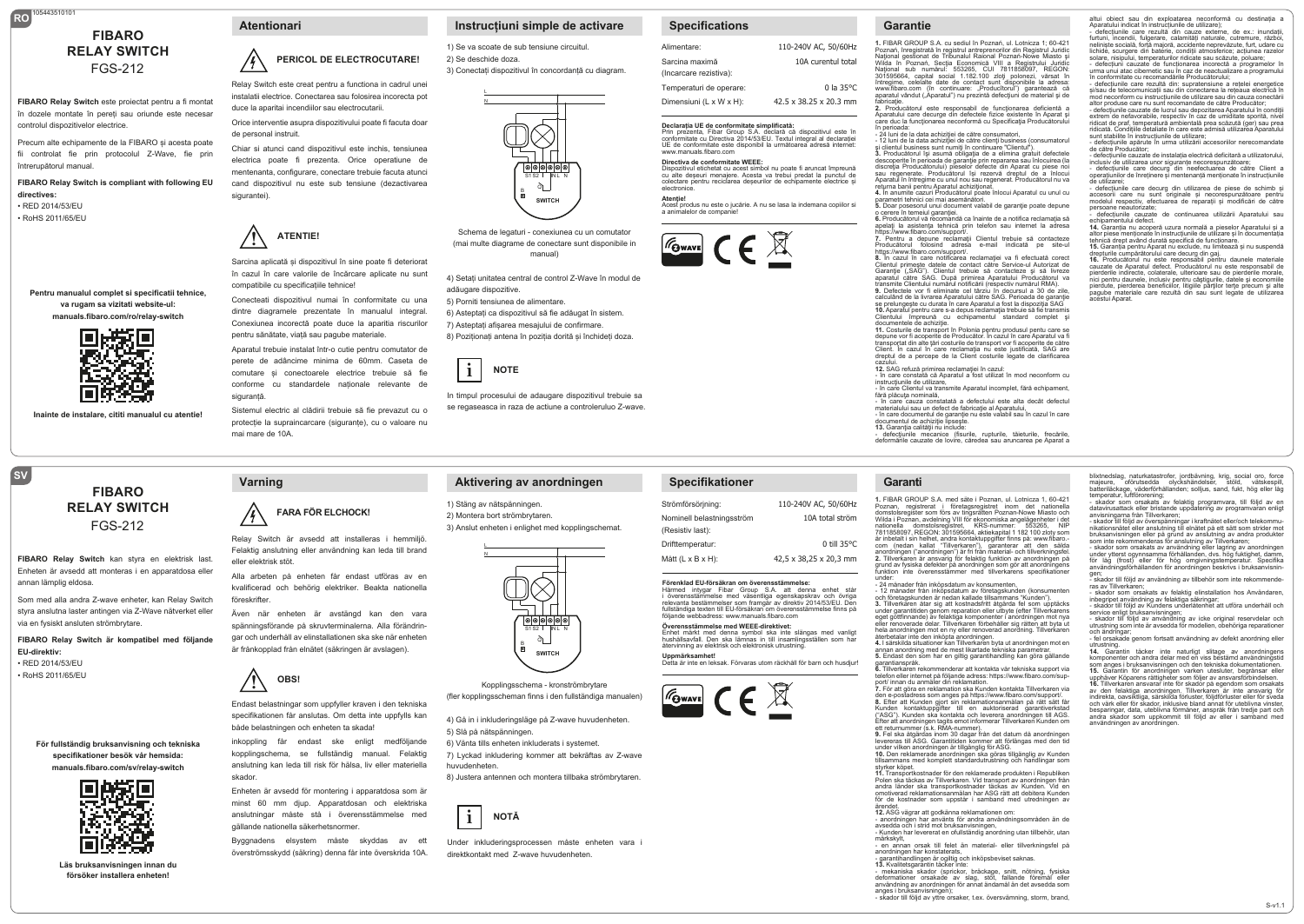RO

# FIBARO RELAY SWITCH

FGS-212

**FIBARO Relay Switch** este proiectat pentru a fi montat în dozele montate în pereți sau oriunde este necesar controlul dispozitivelor electrice.

Precum alte echipamente de la FIBARO și acesta poate fii controlat fie prin protocolul Z-Wave, fie prin întrerupătorul manual.

**FIBARO Relay Switch is compliant with following EU directives:**

- RED 2014/53/EU
- RoHS 2011/65/EU

**Pentru manualul complet si specificatii tehnice, va rugam sa vizitati website-ul: manuals.fibaro.com/ro/relay-switch**

**Inainte de instalare, cititi manualul cu atentie!**

## Atentionari

### PERICOL DE ELECTROCUTARE!

Relay Switch este creat pentru a functiona in cadrul unei instalatii electrice. Conectarea sau folosirea incorecta pot duce la aparitia incendiilor sau electrocutarii.

Orice interventie asupra dispozitivului poate fi facuta doar de personal instruit.

Chiar și atunci cand dispozitivul este inchis, tensiunea electrica poate fi prezenta. Orice operatiune de mentenanta, configurare, conectare trebuie facuta atunci cand dispozitivul nu este sub tensiune (dezactivarea sigurantei).

### ATENTIE!

Sarcina aplicată și dispozitivul în sine poate fi deteriorat în cazul în care valorile de încărcare aplicate nu sunt compatibile cu specificațiile tehnice!

Conecteazi dispozitivul numai în conformitate cu una dintre diagramele prezentate în manualul integral. Conexiunea incorectă poate duce la aparitia riscurilor pentru sănătate, viață sau pagube materiale.

Aparatul trebuie instalat într-o cutie pentru comutator de perete de adâncime minima de 60mm. Caseta de comutare și conectoarele electrice trebuie să fie conforme cu standardele naționale relevante de siguranță.

Sistemul electric al clădirii trebuie să fie prevazut cu o protecție la supraincarcare (siguranțe), cu o valoare nu mai mare de 10A.

## Instrucțiuni simple de activare

1) Se va scoate de sub tensiune circuitul.
2) Se deschide doza.
3) Conectați dispozitivul în concordanță cu diagram.

Schema de legaturi - conexiunea cu un comutator (mai multe diagrame de conectare sunt disponibile in manual)

4) Setați unitatea central de control Z-Wave în modul de adăugare dispozitive.
5) Porniti tensiunea de alimentare.
6) Astepțați ca dispozitivul să fie adăugat în sistem.
7) Asteptați afișarea mesajului de confirmare.
8) Poziționați antena în poziția dorită și închideți doza.

**NOTE**

In timpul procesului de adaugare dispozitivul trebuie sa se regaseasca in raza de actiune a controleruluo Z-wave.

## Specifications

| | |
|---|---|
| Alimentare: | 110-240V AC, 50/60Hz |
| Sarcina maximă (Incarcare rezistiva): | 10A curentul total |
| Temperaturi de operare: | 0 la 35°C |
| Dimensiunii (L x W x H): | 42.5 x 38.25 x 20.3 mm |

**Declarația UE de conformitate simplificată:**
Prin prezenta, Fibar Group S.A. declară că dispozitivul este în conformitate cu Directiva 2014/53/EU. Textul integral al declaratiei UE de conformitate este disponibil la următoarea adresă internet: www.manuals.fibaro.com

**Directiva de conformitate WEEE:**
Dispozitivul etichetat cu acest simbol nu poate fi aruncat împreună cu alte deșeuri menajere. Acesta va trebui predat la punctul de colectare pentru reciclarea deșeurilor de echipamente electrice și electronice.

**Atenție!**
Acest produs nu este o jucărie. A nu se lasa la indemana copiilor si a animalelor de companie!

## Garantie

**1.** FIBAR GROUP S.A. cu sediul în Poznań, ul. Lotnicza 1; 60-421 Poznań, înregistrată în registrul antreprenorilor din Registrul Juridic Național gestionat de Tribunalul Raional Poznań-Nowe Miasto și Wilda în Poznań, Secția Economică VIII a Registrului Juridic Național sub numărul: 553265, CUI 7811858097, REGON: 301595664, capital social 1.182.100 zloți polonezi, vărsat în întregime, celelalte date de contact sunt disponibile la adresa: www.fibaro.com (în continuare: „Producătorul") garantează că aparatul vândut („Aparatul") nu prezintă defecțiuni de material și de fabricație.
**2.** Producătorul este responsabil de funcționarea deficientă a Aparatului care decurge din defectele fizice existente în Aparat și care duc la funcționarea neconformă cu Specificația Producătorului în perioada:
- 24 luni de la data achiziției de către consumatori,
- 12 luni de la data achiziției de către clienți business (consumatorul și clientul business sunt numiți în continuare "Clientul").
**3.** Producătorul își asumă obligația de a elimina gratuit defectele descoperite în perioada de garanție prin repararea sau înlocuirea (la discreția Producătorului) pieselor defecte din Aparat cu piese noi sau regenerate. Producătorul își rezervă dreptul de a înlocui Aparatul în întregime cu unul nou sau regenerat. Producătorul nu va returna bani pentru Aparatul achiziționat.
**4.** În anumite cazuri Producătorul poate înlocui Aparatul cu unul cu parametri tehnici cei mai asemănători.
**5.** Doar posesorul unui document valabil de garanție poate depune o cerere în temeiul garanției.
**6.** Producătorul vă recomandă ca înainte de a notifica reclamația să apelați la asistența tehnică prin telefon sau internet la adresa https://www.fibaro.com/support/.
**7.** Pentru a depune reclamații Clientul trebuie să contacteze Producătorul folosind adresa e-mail indicată pe site-ul https://www.fibaro.com/support/.
**8.** În cazul în care notificarea reclamației va fi efectuată corect Clientul primește datele de contact către Service-ul Autorizat de Garanție („SAG"). Clientul trebuie să contacteze și să livreze aparatul către SAG. După primirea Aparatului Producătorul va transmite Clientului numărul notificării (respectiv numărul RMA).
**9.** Defectele vor fi eliminate cel târziu în decursul a 30 de zile, calculând de la livrarea Aparatului către SAG. Perioada de garanție se prelungește cu durata în care Aparatul a fost la dispoziția SAG.
**10.** Aparatul pentru care s-a depus reclamația trebuie să fie transmis Clientului împreună cu echipamentul standard complet și documentele de achiziție.
**11.** Costurile de transport în Polonia pentru produsul pentru care se depune vor fi acoperite de Producător. În cazul în care Aparatul va fi transportat din alte țări costurile de transport vor fi acoperite de către Client. În cazul în care reclamația nu este justificată, SAG are dreptul de a percepe de la Client costurile legate de clarificarea cazului.
**12.** SAG refuză primirea reclamației în cazul:
- în care constată că Aparatul a fost utilizat în mod neconform cu instrucțiunile de utilizare,
- în care Clientul va transmite Aparatul incomplet, fără echipament, fără plăcuța nominală,
- în care cauza constatată a defectului este alta decât defectul materialului sau un defect de fabricație al Aparatului,
- în care documentul de garanție nu este valabil sau în cazul în care documentul de achiziție lipsește.
**13.** Garanția calității nu include:
- defecțiunile mecanice (fisurile, rupturile, tăieturile, frecările, deformările cauzate de lovire, căderea sau aruncarea pe Aparat a altui obiect sau din exploatarea neconformă cu destinația a Aparatului indicat în instrucțiunile de utilizare);
- defecțiunile care rezultă din cauze externe, de ex.: inundații, furtuni, incendii, fulgerare, calamități naturale, cutremure, război, neliniște socială, forță majoră, accidente neprevăzute, furt, udare cu lichide, scurgere din baterie, condiții atmosferice; acțiunea razelor solare, nisipului, temperaturilor ridicate sau scăzute, poluare;
- defecțiuni cauzate de funcționarea incorectă a programelor în urma unui atac cibernetic sau în caz de neactualizare a programului în conformitate cu recomandările Producătorului;
- defecțiunile care rezultă din: supratensiune a rețelei energetice și/sau de telecomunicații sau din conectarea la rețeaua electrică în mod neconform cu instrucțiunile de utilizare sau din cauza conectării altor produse care nu sunt recomandate de către Producător;
- defecțiunile cauzate de lucrul sau depozitarea Aparatului în condiții extrem de nefavorabile, respectiv în caz de umiditate sporită, nivel ridicat de praf, temperatură ambientală prea scăzută (ger) sau prea ridicată. Condițiile detaliate în care este admisă utilizarea Aparatului sunt stabilite în instrucțiunile de utilizare;
- defecțiunile apărute în urma utilizării accesoriilor nerecomandate de către Producător;
- defecțiunile cauzate de instalația electrică deficitară a utilizatorului, inclusiv de utilizarea unor siguranțe necorespunzătoare;
- defecțiunile care decurg din neefectuarea de către Client a operațiunilor de întreținere și mentenanță menționate în instrucțiunile de utilizare;
- defecțiunile care decurg din utilizarea de piese de schimb și accesorii care nu sunt originale și necorespunzătoare pentru modelul respectiv, efectuarea de reparații și modificări de către persoane neautorizate;
- defecțiunile cauzate de continuarea utilizării Aparatului sau echipamentului defect.
**14.** Garanția nu acoperă uzura normală a pieselor Aparatului și a altor piese menționate în instrucțiunile de utilizare și în documentația tehnică drept având durată specifică de funcționare.
**15.** Garanția pentru Aparat nu exclude, nu limitează și nu suspendă drepturile cumpărătorului care decurg din gaj.
**16.** Producătorul nu este responsabil pentru daunele materiale cauzate de Aparatul defect. Producătorul nu este responsabil de pierderile indirecte, colaterale, ulterioare sau de pierderile morale, nici pentru daunele, inclusiv pentru câștigurile, datele și economiile pierdute, pierderea beneficiilor, litigiile părților terțe precum și alte pagube materiale care rezultă din sau sunt legate de utilizarea acestui Aparat.

SV

# FIBARO RELAY SWITCH

FGS-212

**FIBARO Relay Switch** kan styra en elektrisk last. Enheten är avsedd att monteras i en apparatdosa eller annan lämplig eldosa.

Som med alla andra Z-wave enheter, kan Relay Switch styra anslutna laster antingen via Z-Wave nätverket eller via en fysiskt ansluten strömbrytare.

**FIBARO Relay Switch är kompatibel med följande EU-direktiv:**

- RED 2014/53/EU
- RoHS 2011/65/EU

**För fullständig bruksanvisning och tekniska specifikationer besök vår hemsida: manuals.fibaro.com/sv/relay-switch**

**Läs bruksanvisningen innan du försöker installera enheten!**

## Varning

### FARA FÖR ELCHOCK!

Relay Switch är avsedd att installeras i hemmiljö. Felaktig anslutning eller användning kan leda till brand eller elektrisk stöt.

Alla arbeten på enheten får endast utföras av en kvalificerad och behörig elektriker. Beakta nationella föreskrifter.

Även när enheten är avstängd kan den vara spänningsförande på skruvterminalerna. Alla förändringar och underhåll av elinstallationen ska ske när enheten är frånkopplad från elnätet (säkringen är avslagen).

### OBS!

Endast belastningar som uppfyller kraven i den tekniska specifikationen får anslutas. Om detta inte uppfylls kan både belastningen och enheten ta skada!

inkoppling får endast ske enligt medföljande kopplingschema, se fullständig manual. Felaktig anslutning kan leda till risk för hälsa, liv eller materiella skador.

Enheten är avsedd för montering i apparatdosa som är minst 60 mm djup. Apparatdosan och elektriska anslutningar måste stå i överensstämmelse med gällande nationella säkerhetsnormer.

Byggnadens elsystem måste skyddas av ett överströmsskydd (säkring) denna får inte överskrida 10A.

## Aktivering av anordningen

1) Stäng av nätspänningen.
2) Montera bort strömbrytaren.
3) Anslut enheten i enlighet med kopplingschemat.

Kopplingsschema - kronströmbrytare (fler kopplingsscheman finns i den fullständiga manualen)

4) Gå in i inkluderingsläge på Z-wave huvudenheten.
5) Slå på nätspänningen.
6) Vänta tills enheten inkluderats i systemet.
7) Lyckad inkludering kommer att bekräftas av Z-wave huvudenheten.
8) Justera antennen och montera tillbaka strömbrytaren.

**NOTÄ**

Under inkluderingsprocessen måste enheten vara i direktkontakt med Z-wave huvudenheten.

## Specifikationer

| | |
|---|---|
| Strömförsörjning: | 110-240V AC, 50/60Hz |
| Nominell belastningsström (Resistiv last): | 10A total ström |
| Drifttemperatur: | 0 till 35°C |
| Mått (L x B x H): | 42,5 x 38,25 x 20,3 mm |

**Förenklad EU-försäkran om överensstämmelse:**
Härmed intygar Fibar Group S.A. att denna enhet står i överensstämmelse med väsentliga egenskapskrav och övriga relevanta bestämmelser som framgår av direktiv 2014/53/EU. Den fullständiga texten till EU-försäkran om överensstämmelse finns på följande webbadress: www.manuals.fibaro.com

**Överensstämmelse med WEEE-direktivet:**
Enhet märkt med denna symbol ska inte slängas med vanligt hushållsavfall. Den ska lämnas in till insamlingsställen som har återvinning av elektrisk och elektronisk utrustning.

**Uppmärksamhet!**
Detta är inte en leksak. Förvaras utom räckhåll för barn och husdjur!

## Garanti

**1.** FIBAR GROUP S.A. med säte i Poznan, ul. Lotnicza 1, 60-421 Poznan, registrerat i företagsregistret inom det nationella domstolsregister som förs av tingsrätten Poznan-Nowe Miasto och Wilda i Poznan, avdelning VIII för ekonomiska angelägenheter i det nationella domstolsregistret, KRS-nummer: 553265, NIP 7811858097, REGON: 301595664, aktiekapital 1 182 100 zloty som är inbetalt i sin helhet, andra kontaktuppgifter finns på: www.fibaro.-com (nedan kallat "Tillverkaren"), garanterar att den sålda anordningen ("anordningen") är fri från material- och tillverkningsfel.
**2.** Tillverkaren är ansvarig för felaktig funktion av anordningen på grund av fysiska defekter på anordningen som gör att anordningens funktion inte överensstämmer med tillverkarens specifikationer under:
- 24 månader från inköpsdatum av konsumenten,
- 12 månader från inköpsdatum av företagskunden (konsumenten och företagskunden är nedan kallade tillsammans "Kunden").
**3.** Tillverkaren åtar sig att kostnadsfritt åtgärda fel som upptäcks under garantitiden genom reparation eller utbyte (efter Tillverkarens eget gottfinnande) av felaktiga komponenter i anordningen mot nya eller renoverade delar. Tillverkaren förbehåller sig rätten att byta ut hela anordningen mot en ny eller renoverad anordning. Tillverkaren återbetalar inte den inköpta anordningen.
**4.** I särskilda situationer kan Tillverkaren byta ut anordningen mot en annan anordning med de mest likartade tekniska parametrar.
**5.** Endast den som har en giltig garantihandling kan göra gällande garantianspråk.
**6.** Tillverkaren rekommenderar att kontakta vår tekniska support via telefon eller internet på följande adress: https://www.fibaro.com/support/ innan du anmäler din reklamation.
**7.** För att göra en reklamation ska Kunden kontakta Tillverkaren via den e-postadress som anges på https://www.fibaro.com/support/.
**8.** Efter att Kunden gjort sin reklamationsanmälan på rätt sätt får Kunden kontaktuppgifter till en auktoriserad garantiverkstad ("AGS"). Kunden ska kontakta och leverera anordningen till AGS. Efter att anordningen tagits emot informerar Tillverkaren Kunden om ett returnummer (s.k. RMA-nummer).
**9.** Fel ska åtgärdas inom 30 dagar från det datum då anordningen levereras till AGS. Garantitiden kommer att förlängas med den tid under vilken anordningen är tillgänglig för AGS.
**10.** Den reklamerade anordningen ska göras tillgänglig av Kunden tillsammans med komplett standardutrustning och handlingar som styrker köpet.
**11.** Transportkostnader för den reklamerade produkten i Republiken Polen ska täckas av Tillverkaren. Vid transport av anordningen från andra länder ska transportkostnader täckas av Kunden. Vid en omotiverad reklamationsanmälan har ASG rätt att debitera Kunden för de kostnader som uppstår i samband med utredningen av ärendet.
**12.** ASG vägrar att godkänna reklamationen om:
- anordningen har använts för andra användningsområden än de avsedda och i strid mot bruksanvisningen,
- Kunden har levererat en ofullständig anordning utan tillbehör, utan märkskylt,
- en annan orsak till felet än material- eller tillverkningsfel på anordningen har konstaterats,
- garantihandlingen är ogiltig och inköpsbeviset saknas.
**13.** Kvalitetsgarantin täcker inte:
- mekaniska skador (sprickor, bräckage, snitt, nötning, fysiska deformationer orsakade av slag, stöt, fallande föremål eller användning av anordningen för annat ändamål än det avsedda som anges i bruksanvisningen);
- skador till följd av yttre orsaker, t.ex. översvämning, storm, brand, blixtnedslag, naturkatastrofer, jordbävning, krig, social oro, force majeure, oförutsedda olyckshändelser, stöld, vätskespill, batteriläckage, väderförhållanden; solljus, sand, fukt, hög eller låg temperatur, luftförorening;
- skador som orsakats av felaktig programvara, till följd av en datavirusattack eller bristande uppdatering av programvaran enligt anvisningarna från Tillverkaren;
- skador till följd av överspänningar i kraftnätet eller/och telekommunikationsnätet eller anslutning till elnätet på ett sätt som strider mot bruksanvisningen eller på grund av anslutning av andra produkter som inte rekommenderas för anslutning av Tillverkaren;
- skador som orsakats av användning eller lagring av anordningen under ytterst ogynnsamma förhållanden, dvs. hög fuktighet, damm, för låg (frost) eller för hög omgivningstemperatur. Specifika användningsförhållanden för anordningen beskrivs i bruksanvisningen;
- skador till följd av användning av tillbehör som inte rekommenderas av Tillverkaren;
- skador som orsakats av felaktig elinstallation hos Användaren, inbegripet användning av felaktiga säkringar;
- skador till följd av Kundens underlåtenhet att utföra underhåll och service enligt bruksanvisningen;
- skador till följd av användning av icke original reservdelar och utrustning som inte är avsedda för modellen, obehöriga reparationer och ändringar;
- fel orsakade genom fortsatt användning av defekt anordning eller utrustning.
**14.** Garantin täcker inte naturligt slitage av anordningens komponenter och andra delar med en viss bestämd användningstid som anges i bruksanvisningen och den tekniska dokumentationen.
**15.** Garantin för anordningen varken utesluter, begränsar eller upphäver Köparens rättigheter som följer av ansvarsförbindelsen.
**16.** Tillverkaren ansvarar inte för skador på egendom som orsakats av den felaktiga anordningen. Tillverkaren är inte ansvarig för indirekta, oavsiktliga, särskilda följder, följdförluster eller för sveda och värk eller för skador, inklusive bland annat för utebliven vinster, besparingar, data, utebliven förmåner, anspråk från tredje part och andra skador som uppkommit till följd av eller i samband med användningen av anordningen.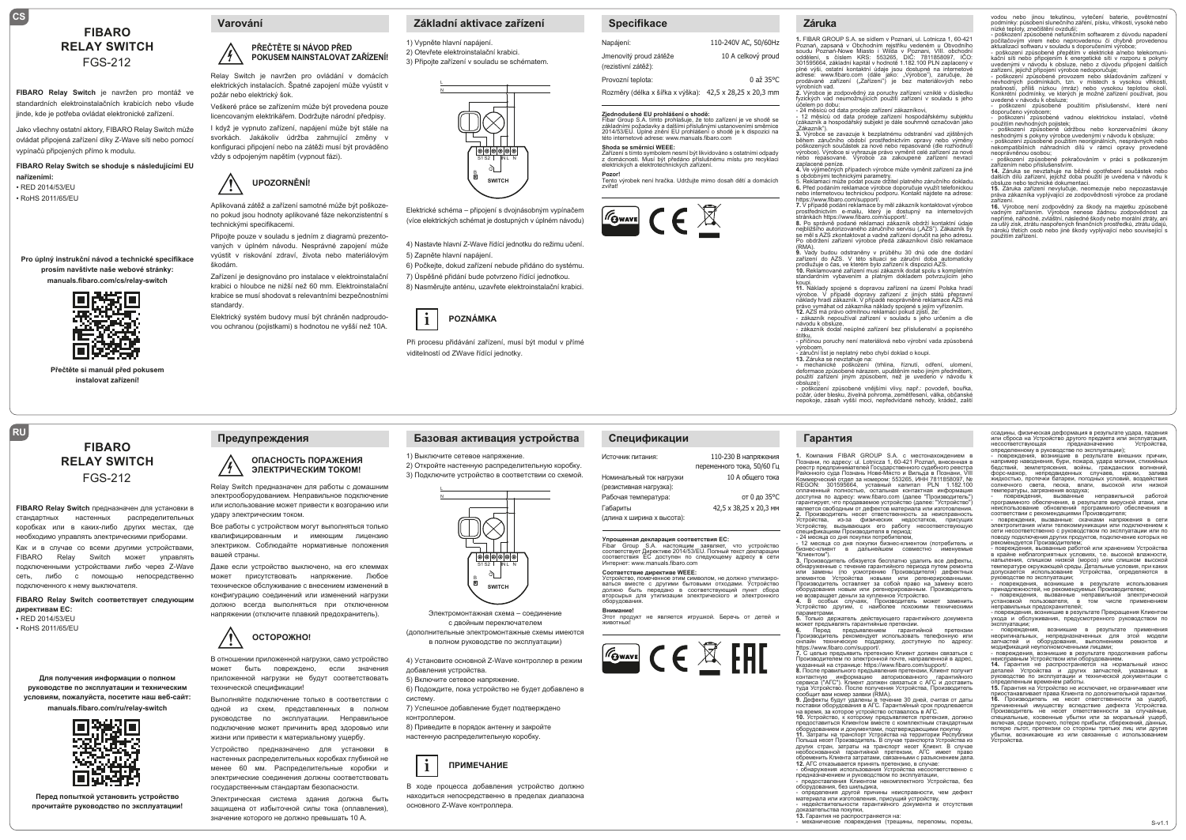CS

# FIBARO RELAY SWITCH

FGS-212

**FIBARO Relay Switch** je navržen pro montáž ve standardních elektroinstalačních krabicích nebo všude jinde, kde je potřeba ovládat elektronické zařízení.

Jako všechny ostatní aktory, FIBARO Relay Switch může ovládat připojená zařízení díky Z-Wave síti nebo pomocí vypínačů připojených přímo k modulu.

**FIBARO Relay Switch se shoduje s následujícími EU nařízeními:**

- RED 2014/53/EU
- RoHS 2011/65/EU

**Pro úplný instrukční návod a technické specifikace prosím navštivte naše webové stránky: manuals.fibaro.com/cs/relay-switch**

**Přečtěte si manuál před pokusem instalovat zařízení!**

## Varování

**PŘEČTĚTE SI NÁVOD PŘED POKUSEM NAINSTALOVAT ZAŘÍZENÍ!**

Relay Switch je navržen pro ovládání v domácích elektrických instalacích. Špatné zapojení může vyústit v požár nebo elektrický šok.

Veškeré práce se zařízením může být provedena pouze licencovaným elektrikářem. Dodržujte národní předpisy.

I když je vypnuto zařízení, napájení může být stále na svorkách. Jakákoliv údržba zahrnující změny v konfiguraci připojení nebo na zátěži musí být prováděno vždy s odpojeným napětím (vypnout fázi).

**UPOZORNĚNÍ!**

Aplikovaná zátěž a zařízení samotné může být poškozeno pokud jsou hodnoty aplikované fáze nekonzistentní s technickými specifikacemi.

Připojte pouze v souladu s jedním z diagramů prezentovaných v úplném návodu. Nesprávné zapojení může vyústit v riskování zdraví, života nebo materiálovým škodám.

Zařízení je designováno pro instalace v elektroinstalační krabici o hloubce ne nižší než 60 mm. Elektroinstalační krabice se musí shodovat s relevantními bezpečnostními standardy.

Elektrický systém budovy musí být chráněn nadproudovou ochranou (pojistkami) s hodnotou ne vyšší než 10A.

## Základní aktivace zařízení

1) Vypněte hlavní napájení.
2) Otevřete elektroinstalační krabici.
3) Připojte zařízení v souladu se schématem.

L
N
S1 S2 IN L N
SWITCH

Elektrické schéma – připojení s dvojnásobným vypínačem (více elektrických schémat je dostupných v úplném návodu)

4) Nastavte hlavní Z-Wave řídící jednotku do režimu učení.
5) Zapněte hlavní napájení.
6) Počkejte, dokud zařízení nebude přidáno do systému.
7) Úspěšné přidání bude potvrzeno řídící jednotkou.
8) Nasměrujte anténu, uzavřete elektroinstalační krabici.

**POZNÁMKA**

Při procesu přidávání zařízení, musí být modul v přímé viditelnosti od ZWave řídící jednotky.

## Specifikace

| | |
|---|---|
| Napájení: | 110-240V AC, 50/60Hz |
| Jmenovitý proud zátěže (rezistivní zátěž): | 10 A celkový proud |
| Provozní teplota: | 0 až 35°C |
| Rozměry (délka x šířka x výška): | 42,5 x 28,25 x 20,3 mm |

**Zjednodušené EU prohlášení o shodě:**
Fibar Group S.A. tímto prohlašuje, že toto zařízení je ve shodě se základními požadavky a dalšími příslušnými ustanoveními směrnice 2014/53/EU. Úplné znění EU prohlášení o shodě je k dispozici na této internetové adrese: www.manuals.fibaro.com

**Shoda se směrnicí WEEE:**
Zařízení s tímto symbolem nesmí být likvidováno s ostatními odpady z domácnosti. Musí být předáno příslušnému místu pro recyklaci elektrických a elektrotechnických zařízení.

**Pozor!**
Tento výrobek není hračka. Udržujte mimo dosah dětí a domácích zvířat!

## Záruka

**1.** FIBAR GROUP S.A. se sídlem v Poznani, ul. Lotnicza 1, 60-421 Poznań, zapsaná v Obchodním rejstříku vedeném u Obvodního soudu Poznań-Nowe Miasto i Wilda v Poznani, VIII. obchodní oddělení, s číslem KRS: 553265, DIČ: 7811858097, IČO: 301595664, základní kapitál v hodnotě 1.182.100 PLN zaplacený v plné výši, ostatní kontaktní údaje jsou dostupné na internetové adrese: www.fibaro.com („Výrobce"), zaručuje, že prodávané zařízení („Zařízení") je bez materiálových nebo výrobních vad.
**2.** Výrobce je zodpovědný za poruchy zařízení vzniklé v důsledku fyzických vad neumožňujících použít zařízení v souladu s jeho účelem po dobu:
- 24 měsíců od data prodeje zařízení zákazníkovi,
- 12 měsíců od data prodeje zařízení hospodářskému subjektu (zákazník a hospodářský subjekt je dále souhrnně označován jako „Zákazník").

**3.** Výrobce se zavazuje k bezplatnému odstranění vad zjištěných během záručního období prostřednictvím opravy nebo výměny poškozených součástek za nové nebo repasované (dle rozhodnutí výrobce). Výrobce si vyhrazuje právo vyměnit celé zařízení za nové nebo repasované. Výrobce za zakoupené zařízení nevrací zaplacené peníze.
**4.** Ve výjimečných případech výrobce může vyměnit zařízení za jiné s obdobnými technickými parametry.
**5.** Reklamaci může podat pouze držitel platného záručního dokladu.
**6.** Před podáním reklamace výrobce doporučuje využít telefonickou nebo internetovou technickou podporu. Kontakt najdete na adrese: https://www.fibaro.com/support/.
**7.** V případě podání reklamace by měl zákazník kontaktovat výrobce prostřednictvím e-mailu, který je dostupný na internetových stránkách https://www.fibaro.com/support/.
**8.** Po správně podané reklamaci zákazník obdrží kontaktní údaje nejbližšího autorizovaného záručního servisu („AZS"). Zákazník by se měl s AZS zkontaktovat a vadné zařízení doručit na jeho adresu. Po obdržení zařízení výrobce předá zákazníkovi číslo reklamace (RMA).
**9.** Vady budou odstraněny v průběhu 30 dnů ode dne dodání zařízení do AZS. V této situaci se záruční doba automaticky prodlužuje o čas, ve kterém bylo zařízení k dispozici AZS.
**10.** Reklamované zařízení musí zákazník dodat spolu s kompletním standardním vybavením a platným dokladem potvrzujícím jeho koupi.
**11.** Náklady spojené s dopravou zařízení na území Polská hradí výrobce. V případě dopravy zařízení z jiných států přepravní náklady hradí zákazník. V případě neoprávněné reklamace AZS má právo vymáhat od zákazníka náklady spojené s jejím vyřízením.
**12.** AZS má právo odmítnou reklamaci pokud zjistí, že:
- zákazník nepoužíval zařízení v souladu s jeho určením a dle návodu k obsluze,
- zákazník dodal neúplné zařízení bez příslušenství a popisného štítku,
- příčinou poruchy není materiálová nebo výrobní vada způsobená výrobcem,
- záruční list je neplatný nebo chybí doklad o koupi.

**13.** Záruka se nevztahuje na:
- mechanické poškození (trhlina, říznutí, odření, ulomení, deformace způsobené nárazem, upuštěním nebo jiným předmětem, použití zařízení jiným způsobem, než je uvedeno v návodu k obsluze);
- poškození způsobené vnějšími vlivy, např.: povodeň, bouřka, požár, úder blesku, živelná pohroma, zemětřesení, válka, občanské nepokoje, zásah vyšší moci, nepředvídané nehody, krádež, zalití vodou nebo jinou tekutinou, vytečení baterie, povětrnostní podmínky; působení slunečního záření, písku, vlhkosti, vysoké nebo nízké teploty, znečištění ovzduší;
- poškození způsobené nefunkčním softwarem z důvodu napadení počítačovým virem nebo neprovedenou či chybně provedenou aktualizací softwaru v souladu s doporučeními výrobce;
- poškození způsobené přepětím v elektrické a/nebo telekomunikační síti nebo připojením k energetické síti v rozporu s pokyny uvedenými v návodu k obsluze, nebo z důvodu připojení dalších zařízení, jejichž připojení výrobce nedoporučuje;
- poškození způsobené provozem nebo skladováním zařízení v nevhodných podmínkách, tzn. v místech s vysokou vlhkostí, prašností, příliš nízkou (mráz) nebo vysokou teplotou okolí. Konkrétní podmínky, ve kterých je možné zařízení používat, jsou uvedené v návodu k obsluze;
- poškození způsobené použitím příslušenství, které není doporučeno výrobcem;
- poškození způsobené vadnou elektrickou instalací, včetně použitím nevhodných pojistek;
- poškození způsobené údržbou nebo konzervačními úkony neshodnými s pokyny výrobce uvedenými v návodu k obsluze;
- poškození způsobené použitím neoriginálních, nesprávných nebo nekompatibilních náhradních dílů v rámci opravy provedené neoprávněnou osobou;
- poškození způsobené pokračováním v práci s poškozeným zařízením nebo příslušenstvím.

**14.** Záruka se nevztahuje na běžné opotřebení součástek nebo dalších dílů zařízení, jejichž doba použití je uvedena v návodu k obsluze nebo technické dokumentaci.
**15.** Záruka zařízení nevylučuje, neomezuje nebo nepozastavuje práva zákazníka vyplývající ze zodpovědnosti výrobce za prodané zařízení.
**16.** Výrobce není zodpovědný za škody na majetku způsobené vadným zařízením. Výrobce nenese žádnou zodpovědnost za nepřímé, náhodné, zvláštní, následné škody nebo morální ztráty, ani za ušlý zisk, ztrátu nespořených finančních prostředků, ztrátu údajů, nároků třetích osob nebo jiné škody vyplývající nebo související s použitím zařízení.

---

RU

# FIBARO RELAY SWITCH

FGS-212

**FIBARO Relay Switch** предназначен для установки в стандартных настенных распределительных коробках или в каких-либо других местах, где необходимо управлять электрическими приборами.

Как и в случае со всеми другими устройствами, FIBARO Relay Switch может управлять подключенными устройствами либо через Z-Wave сеть, либо с помощью непосредственно подключенного к нему выключателя.

**FIBARO Relay Switch соответствует следующим директивам ЕС:**

- RED 2014/53/EU
- RoHS 2011/65/EU

**Для получения информации о полном руководстве по эксплуатации и техническим условиям, пожалуйста, посетите наш веб-сайт: manuals.fibaro.com/ru/relay-switch**

**Перед попыткой установить устройство прочитайте руководство по эксплуатации!**

## Предупреждения

**ОПАСНОСТЬ ПОРАЖЕНИЯ ЭЛЕКТРИЧЕСКИМ ТОКОМ!**

Relay Switch предназначен для работы с домашним электрооборудованием. Неправильное подключение или использование может привести к возгоранию или удару электрическим током.

Все работы с устройством могут выполняться только квалифицированным и имеющим лицензию электриком. Соблюдайте нормативные положения вашей страны.

Даже если устройство выключено, на его клеммах может присутствовать напряжение. Любое техническое обслуживание с внесением изменений в конфигурацию соединений или изменений нагрузки должно всегда выполняться при отключенном напряжении (отключите плавкий предохранитель).

**ОСТОРОЖНО!**

В отношении приложенной нагрузки, само устройство может быть повреждено, если значения приложенной нагрузки не будут соответствовать технической спецификации!

Выполняйте подключение только в соответствии с одной из схем, представленных в полном руководстве по эксплуатации. Неправильное подключение может причинить вред здоровью или жизни или привести к материальному ущербу.

Устройство предназначено для установки в настенных распределительных коробках глубиной не менее 60 мм. Распределительные коробки и электрические соединения должны соответствовать государственным стандартам безопасности.

Электрическая система здания должна быть защищена от избыточной силы тока (оплавления), значение которого не должно превышать 10 А.

## Базовая активация устройства

1) Выключите сетевое напряжение.
2) Откройте настенную распределительную коробку.
3) Подключите устройство в соответствии со схемой.

L
N
S1 S2 IN L N
SWITCH

Электромонтажная схема – соединение с двойным переключателем (дополнительные электромонтажные схемы имеются в полном руководстве по эксплуатации)

4) Установите основной Z-Wave контроллер в режим добавления устройства.
5) Включите сетевое напряжение.
6) Подождите, пока устройство не будет добавлено в систему.
7) Успешное добавление будет подтверждено контроллером.
8) Приведите в порядок антенну и закройте настенную распределительную коробку.

**ПРИМЕЧАНИЕ**

В ходе процесса добавления устройство должно находиться непосредственно в пределах диапазона основного Z-Wave контроллера.

## Спецификации

| | |
|---|---|
| Источник питания: | 110-230 В напряжения переменного тока, 50/60 Гц |
| Номинальный ток нагрузки (резистивная нагрузка): | 10 А общего тока |
| Рабочая температура: | от 0 до 35°C |
| Габариты (длина x ширина x высота): | 42,5 x 38,25 x 20,3 мм |

**Упрощенная декларация соответствия ЕС:**
Fibar Group S.A. настоящим заявляет, что устройство соответствует Директиве 2014/53/EU. Полный текст декларации соответствия ЕС доступен по следующему адресу в сети Интернет: www.manuals.fibaro.com

**Соответствие директиве WEEE:**
Устройство, помеченное этим символом, не должно утилизироваться вместе с другими бытовыми отходами. Устройство должно быть передано в соответствующий пункт сбора вторсырья для утилизации электрического и электронного оборудования.

**Внимание!**
Этот продукт не является игрушкой. Беречь от детей и животных!

## Гарантия

**1.** Компания FIBAR GROUP S.A. с местонахождением в Познани, по адресу: ul. Lotnicza 1, 60-421 Познань, внесенная в реестр предпринимателей Государственного судебного реестра Районного суда Познань Нове-Място и Вильда в Познани, VIII Коммерческий отдел за номером: 553265, ИНН 7811858097, № REGON: 301595664, уставный капитал PLN 1.182.100 оплаченный полностью, остальная контактная информация доступна по адресу: www.fibaro.com (далее "Производитель") гарантирует, что продаваемое устройство (далее: "Устройство") является свободным от дефектов материала или изготовления.
**2.** Производитель несет ответственность за неисправность Устройства, из-за физических недостатков, присущих Устройству, вызывающих его работу несоответствующую спецификациям Производителя в период:
- 24 месяца со дня покупки потребителем,
- 12 месяца со дня покупки бизнес-клиентом (потребитель и бизнес-клиент в дальнейшем совместно именуемые "Клиентом").

**3.** Производитель обязуется бесплатно удалить все дефекты, обнаруженные с течение гарантийного периода путем ремонта или замены (по усмотрению Производителя) дефектных элементов Устройства новыми или регенерированными. Производитель оставляет за собой право на замену всего оборудования новым или регенерированным. Производитель не возвращает деньги за купленное Устройство.
**4.** В особых случаях, Производитель может заменить Устройство другим, с наиболее похожими техническими параметрами.
**5.** Только держатель действующего гарантийного документа может предъявлять гарантийные претензии.
**6.** Перед предъявлением гарантийной претензии Производитель рекомендует использовать телефонную или онлайн техническую поддержку, доступную по адресу: https://www.fibaro.com/support/.
**7.** Чтобы предъявить претензию Клиент должен связаться с Производителем по электронной почте, направленной в адрес, указанный на странице: https://www.fibaro.com/support/.
**8.** После правильного предъявления претензии, Клиент получит контактную информацию авторизованного гарантийного сервиса ("АГС"). Клиент должен связаться с АГС и доставить туда Устройство. После получения Устройства, Производитель сообщает вам номер заявки (RMA).
**9.** Дефекты будут удалены в течение 30 дней, считая от даты поставки оборудования в АГС. Гарантийный срок продлевается на время, за которое устройство оставалось в АГС.
**10.** Устройство, к которому предъявляется претензия, должно предоставиться Клиентом вместе с комплектным стандартным оборудованием и документами, подтверждающими покупку.
**11.** Затраты на транспорт Устройства на территории Республики Польша несет Производитель. В случае транспорта Устройства из других стран, затраты на транспорт несет Клиент. В случае необоснованной гарантийной претензии, АГС имеет право обременить Клиента затратами, связанными с разъяснением дела.
**12.** АГС отказывается принять претензию, в случае:
- обнаружения использования Устройства несоответственно с предназначением и руководством по эксплуатации,
- предоставления Клиентом некомплектного Устройства, без оборудования, без шильдика,
- определения другой причины неисправности, чем дефект материала или изготовления, присущий устройству,
- недействительности гарантийного документа и отсутствия доказательства покупки,

**13.** Гарантия не распространяется на:
- механические повреждения (трещины, переломы, порезы, ссадины, физическая деформация в результате удара, падения или сброса на Устройство другого предмета или эксплуатации, несоответствующей предназначению Устройства, определенному в руководстве по эксплуатации);
- повреждения, возникшие в результате внешних причин, например наводнения, бури, пожара, удара молнии, стихийных бедствий, землетрясения, войны, гражданских волнений, форс-мажор, непредвиденных случаев, кражи, залива жидкостью, протечки батареи, погодных условий, воздействия солнечного света, песка, влаги, высокой или низкой температуры, загрязнения воздуха;
- повреждения, вызванные неправильной работой программного обеспечения, в результате вирусной атаки или неиспользования обновлений программного обеспечения в соответствии с рекомендациями Производителя;
- повреждения, вызванные скачками напряжения в сети электропитания и/или телекоммуникации или подключением к сети несоответственно с руководством по эксплуатации или по поводу подключения других продуктов, подключение которых не рекомендуется Производителем;
- повреждения, вызванные работой или хранением Устройства в крайне неблагоприятных условиях, т.е. высокой влажности, запыленности, слишком низкой (мороз) или слишком высокой температуре окружающей среды. Детальные условия, при каких допускается использование Устройства, определяются в руководстве по эксплуатации;
- повреждения, возникшие в результате использования принадлежностей, не рекомендуемых Производителем;
- повреждения, вызванные неправильной электрической установкой пользователя, в том числе применением неправильных предохранителей;
- повреждения, возникшие в результате Прекращения Клиентом ухода и обслуживания, предусмотренного руководством по эксплуатации;
- повреждения, возникшие в результате применения неоригинальных, непредназначенных для этой модели запчастей и оборудования, выполнением ремонтов и модификаций неуполномоченными лицами;
- повреждения, возникшие в результате продолжения работы неисправным Устройством или оборудованием.

**14.** Гарантия не распространяется на нормальный износ деталей Устройства и других запчастей, указанных в руководстве по эксплуатации и технической документации с определенным временем работы.
**15.** Гарантия на Устройство не исключает, не ограничивает или приостанавливает права Клиента по дополнительной гарантии.
**16.** Производитель не несет ответственности за ущерб, причиненный имуществу вследствие дефекта Устройства. Производитель не несет ответственности за случайные, специальные, косвенные убытки или за моральный ущерб, включая, среди прочего, потерю прибыли, сбережений, данных, потерю льгот, претензии со стороны третьих лиц или другие убытки, возникающие из или связанные с использованием Устройства.

S-v1.1